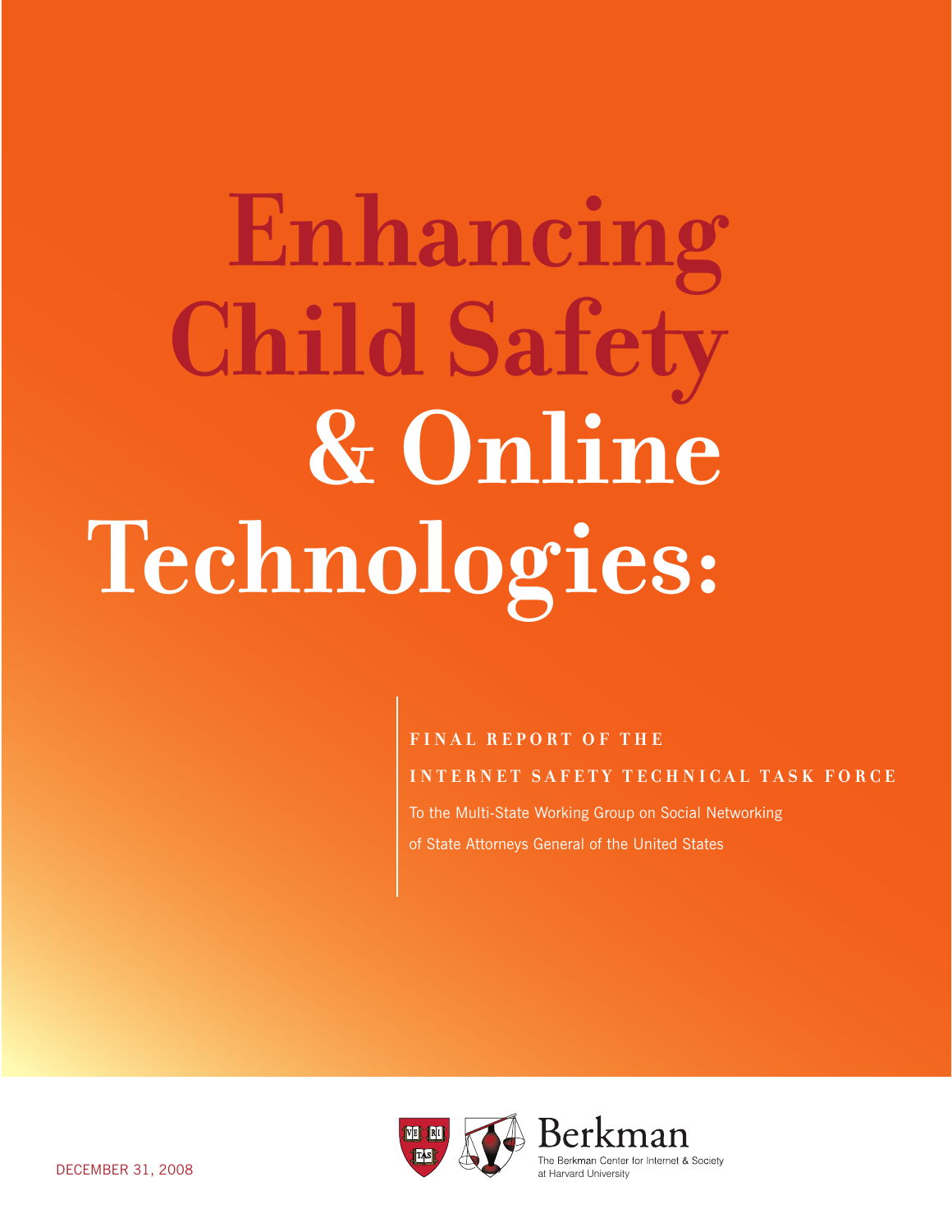# Enhancing Child Safety & Online Technologies:

**FINAL REPORT OF THE**

**INTERNET SAFETY TECHNICAL TASK FORCE**

To the Multi-State Working Group on Social Networking of State Attorneys General of the United States

DECEMBER 31, 2008

Berkman

The Berkman Center for Internet & Society at Harvard University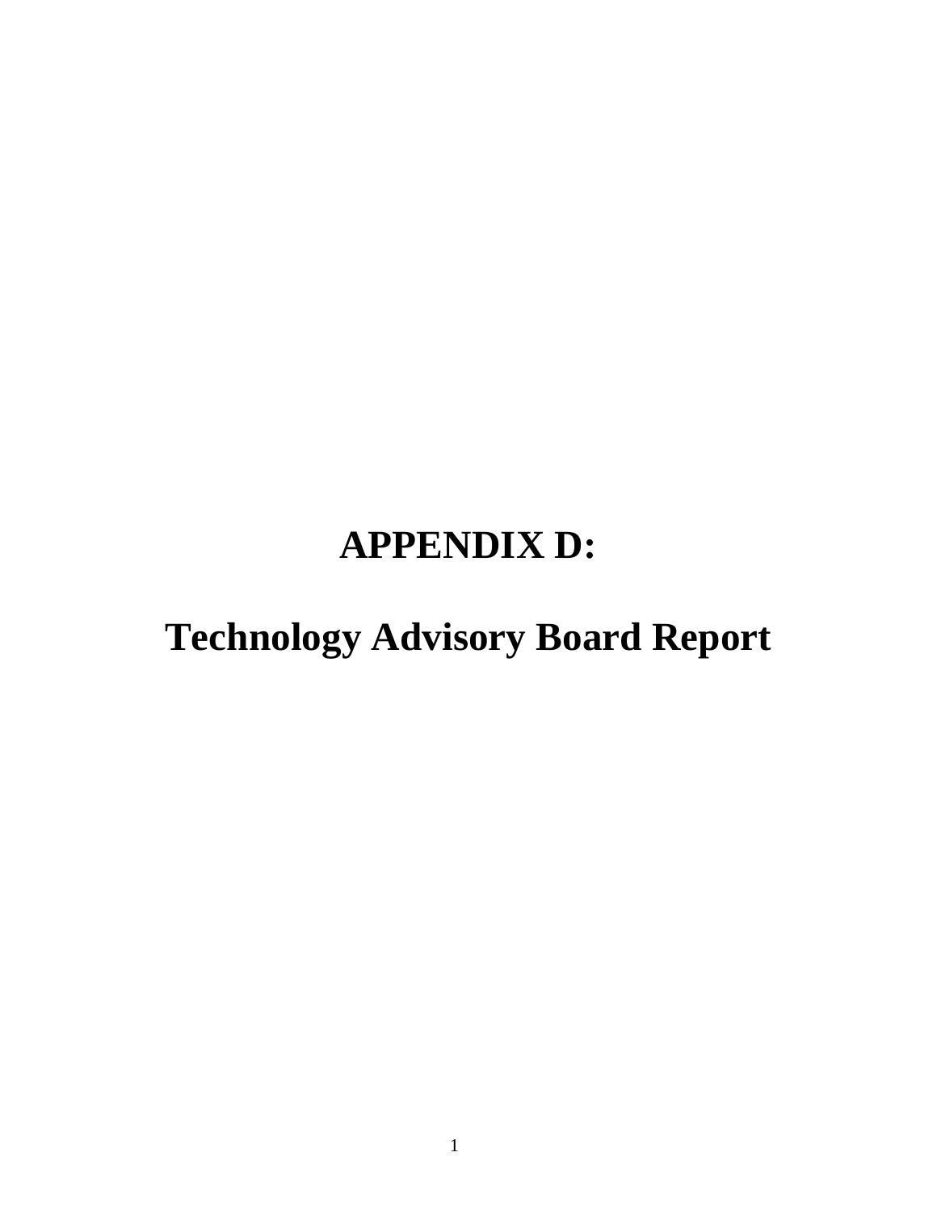# APPENDIX D:

# Technology Advisory Board Report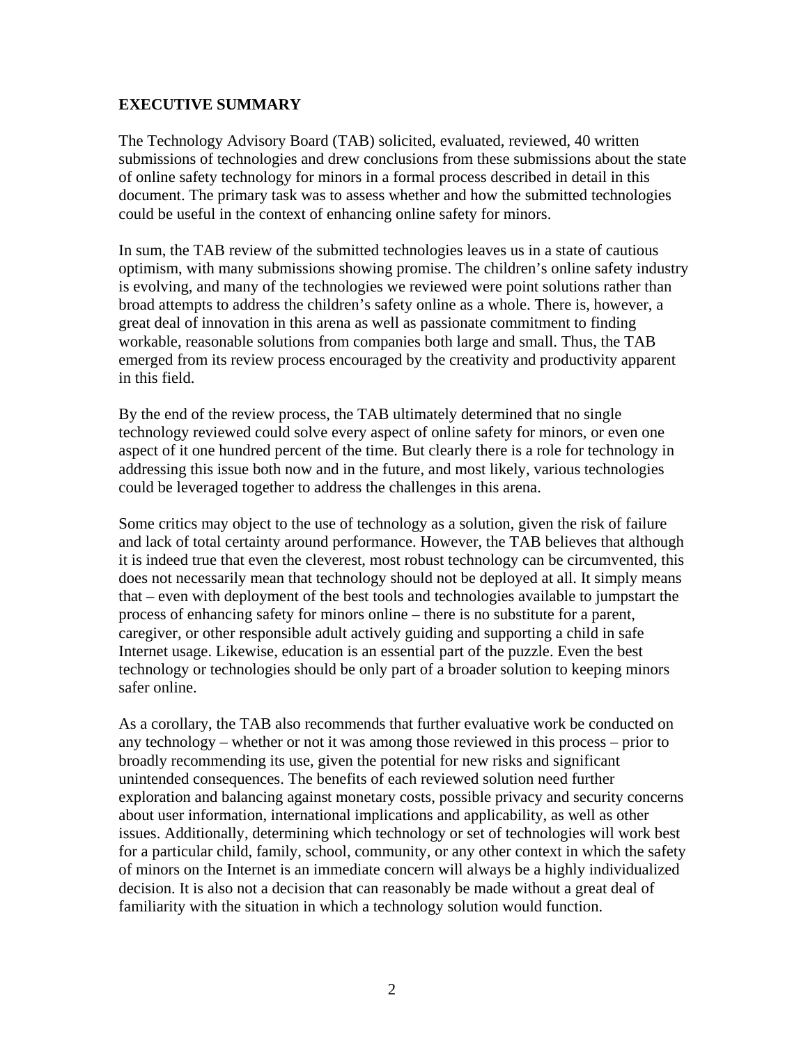## EXECUTIVE SUMMARY

The Technology Advisory Board (TAB) solicited, evaluated, reviewed, 40 written submissions of technologies and drew conclusions from these submissions about the state of online safety technology for minors in a formal process described in detail in this document. The primary task was to assess whether and how the submitted technologies could be useful in the context of enhancing online safety for minors.

In sum, the TAB review of the submitted technologies leaves us in a state of cautious optimism, with many submissions showing promise. The children's online safety industry is evolving, and many of the technologies we reviewed were point solutions rather than broad attempts to address the children's safety online as a whole. There is, however, a great deal of innovation in this arena as well as passionate commitment to finding workable, reasonable solutions from companies both large and small. Thus, the TAB emerged from its review process encouraged by the creativity and productivity apparent in this field.

By the end of the review process, the TAB ultimately determined that no single technology reviewed could solve every aspect of online safety for minors, or even one aspect of it one hundred percent of the time. But clearly there is a role for technology in addressing this issue both now and in the future, and most likely, various technologies could be leveraged together to address the challenges in this arena.

Some critics may object to the use of technology as a solution, given the risk of failure and lack of total certainty around performance. However, the TAB believes that although it is indeed true that even the cleverest, most robust technology can be circumvented, this does not necessarily mean that technology should not be deployed at all. It simply means that – even with deployment of the best tools and technologies available to jumpstart the process of enhancing safety for minors online – there is no substitute for a parent, caregiver, or other responsible adult actively guiding and supporting a child in safe Internet usage. Likewise, education is an essential part of the puzzle. Even the best technology or technologies should be only part of a broader solution to keeping minors safer online.

As a corollary, the TAB also recommends that further evaluative work be conducted on any technology – whether or not it was among those reviewed in this process – prior to broadly recommending its use, given the potential for new risks and significant unintended consequences. The benefits of each reviewed solution need further exploration and balancing against monetary costs, possible privacy and security concerns about user information, international implications and applicability, as well as other issues. Additionally, determining which technology or set of technologies will work best for a particular child, family, school, community, or any other context in which the safety of minors on the Internet is an immediate concern will always be a highly individualized decision. It is also not a decision that can reasonably be made without a great deal of familiarity with the situation in which a technology solution would function.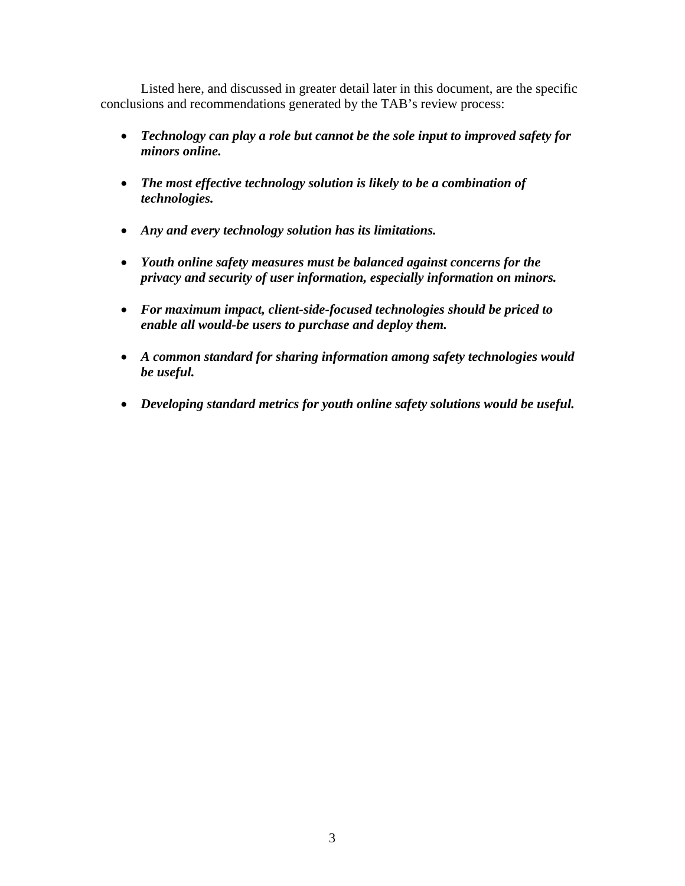Listed here, and discussed in greater detail later in this document, are the specific conclusions and recommendations generated by the TAB's review process:

- ***Technology can play a role but cannot be the sole input to improved safety for minors online.***

- ***The most effective technology solution is likely to be a combination of technologies.***

- ***Any and every technology solution has its limitations.***

- ***Youth online safety measures must be balanced against concerns for the privacy and security of user information, especially information on minors.***

- ***For maximum impact, client-side-focused technologies should be priced to enable all would-be users to purchase and deploy them.***

- ***A common standard for sharing information among safety technologies would be useful.***

- ***Developing standard metrics for youth online safety solutions would be useful.***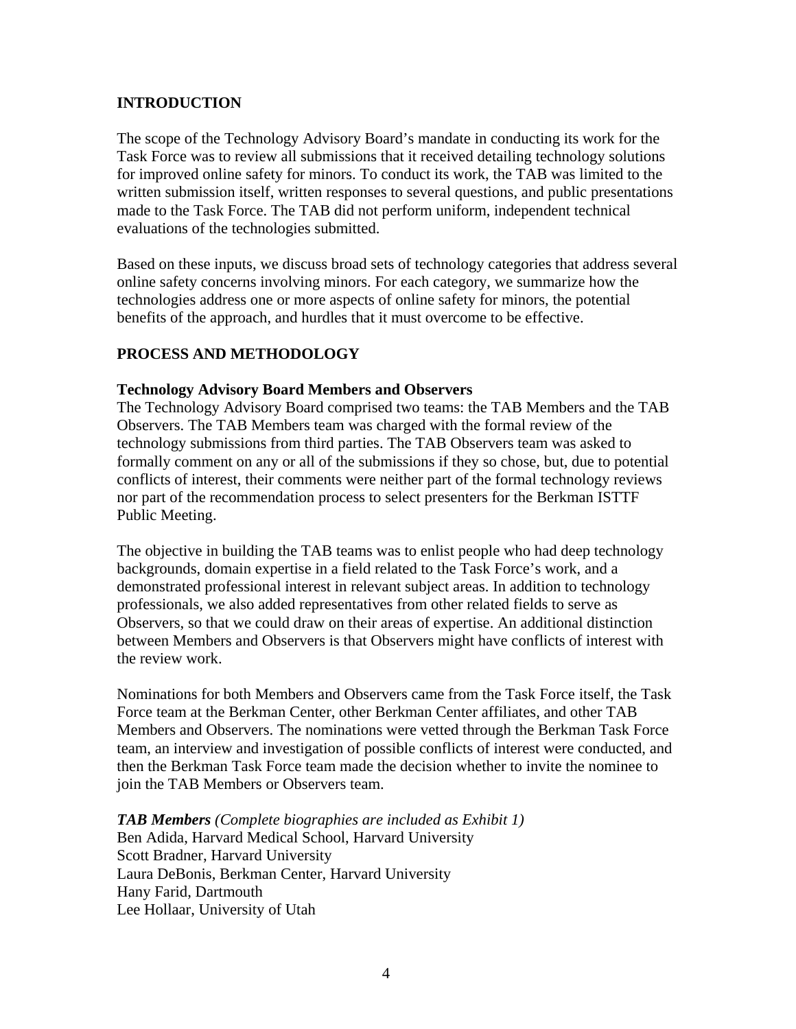## INTRODUCTION

The scope of the Technology Advisory Board's mandate in conducting its work for the Task Force was to review all submissions that it received detailing technology solutions for improved online safety for minors. To conduct its work, the TAB was limited to the written submission itself, written responses to several questions, and public presentations made to the Task Force. The TAB did not perform uniform, independent technical evaluations of the technologies submitted.

Based on these inputs, we discuss broad sets of technology categories that address several online safety concerns involving minors. For each category, we summarize how the technologies address one or more aspects of online safety for minors, the potential benefits of the approach, and hurdles that it must overcome to be effective.

## PROCESS AND METHODOLOGY

### Technology Advisory Board Members and Observers

The Technology Advisory Board comprised two teams: the TAB Members and the TAB Observers. The TAB Members team was charged with the formal review of the technology submissions from third parties. The TAB Observers team was asked to formally comment on any or all of the submissions if they so chose, but, due to potential conflicts of interest, their comments were neither part of the formal technology reviews nor part of the recommendation process to select presenters for the Berkman ISTTF Public Meeting.

The objective in building the TAB teams was to enlist people who had deep technology backgrounds, domain expertise in a field related to the Task Force's work, and a demonstrated professional interest in relevant subject areas. In addition to technology professionals, we also added representatives from other related fields to serve as Observers, so that we could draw on their areas of expertise. An additional distinction between Members and Observers is that Observers might have conflicts of interest with the review work.

Nominations for both Members and Observers came from the Task Force itself, the Task Force team at the Berkman Center, other Berkman Center affiliates, and other TAB Members and Observers. The nominations were vetted through the Berkman Task Force team, an interview and investigation of possible conflicts of interest were conducted, and then the Berkman Task Force team made the decision whether to invite the nominee to join the TAB Members or Observers team.

***TAB Members*** *(Complete biographies are included as Exhibit 1)*
Ben Adida, Harvard Medical School, Harvard University
Scott Bradner, Harvard University
Laura DeBonis, Berkman Center, Harvard University
Hany Farid, Dartmouth
Lee Hollaar, University of Utah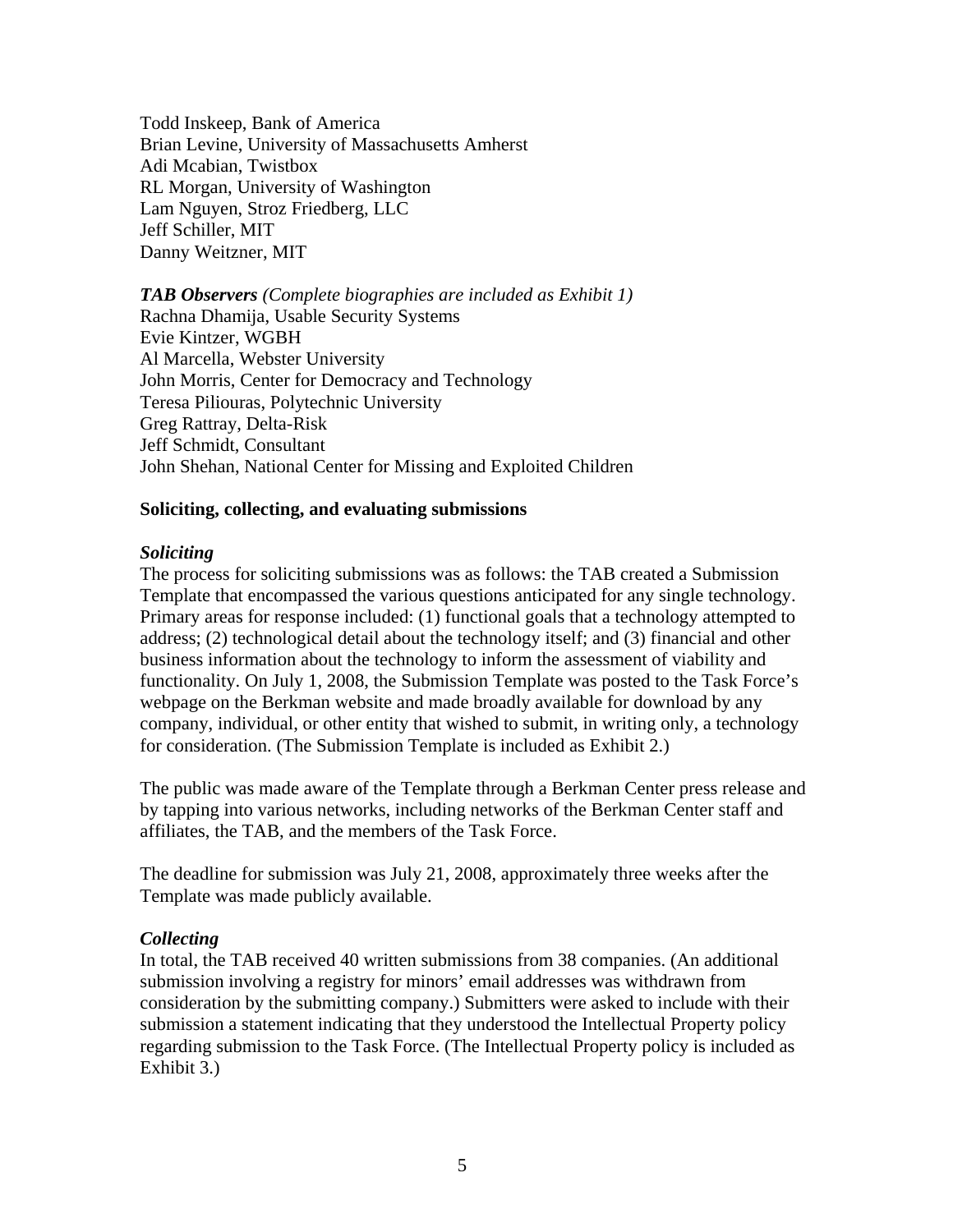Todd Inskeep, Bank of America
Brian Levine, University of Massachusetts Amherst
Adi Mcabian, Twistbox
RL Morgan, University of Washington
Lam Nguyen, Stroz Friedberg, LLC
Jeff Schiller, MIT
Danny Weitzner, MIT

***TAB Observers*** *(Complete biographies are included as Exhibit 1)*
Rachna Dhamija, Usable Security Systems
Evie Kintzer, WGBH
Al Marcella, Webster University
John Morris, Center for Democracy and Technology
Teresa Piliouras, Polytechnic University
Greg Rattray, Delta-Risk
Jeff Schmidt, Consultant
John Shehan, National Center for Missing and Exploited Children

**Soliciting, collecting, and evaluating submissions**

***Soliciting***

The process for soliciting submissions was as follows: the TAB created a Submission Template that encompassed the various questions anticipated for any single technology. Primary areas for response included: (1) functional goals that a technology attempted to address; (2) technological detail about the technology itself; and (3) financial and other business information about the technology to inform the assessment of viability and functionality. On July 1, 2008, the Submission Template was posted to the Task Force's webpage on the Berkman website and made broadly available for download by any company, individual, or other entity that wished to submit, in writing only, a technology for consideration. (The Submission Template is included as Exhibit 2.)

The public was made aware of the Template through a Berkman Center press release and by tapping into various networks, including networks of the Berkman Center staff and affiliates, the TAB, and the members of the Task Force.

The deadline for submission was July 21, 2008, approximately three weeks after the Template was made publicly available.

***Collecting***

In total, the TAB received 40 written submissions from 38 companies. (An additional submission involving a registry for minors' email addresses was withdrawn from consideration by the submitting company.) Submitters were asked to include with their submission a statement indicating that they understood the Intellectual Property policy regarding submission to the Task Force. (The Intellectual Property policy is included as Exhibit 3.)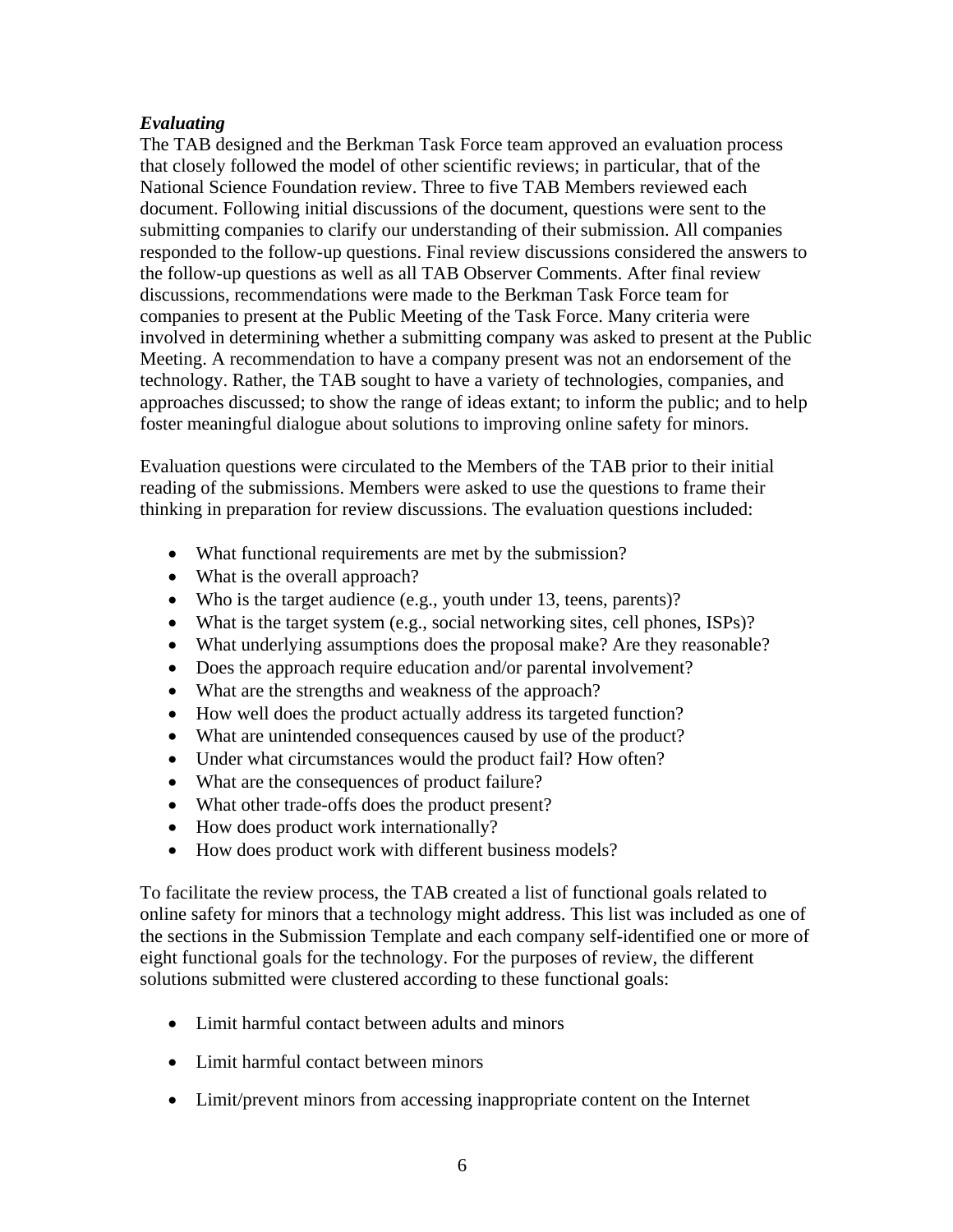### *Evaluating*

The TAB designed and the Berkman Task Force team approved an evaluation process that closely followed the model of other scientific reviews; in particular, that of the National Science Foundation review. Three to five TAB Members reviewed each document. Following initial discussions of the document, questions were sent to the submitting companies to clarify our understanding of their submission. All companies responded to the follow-up questions. Final review discussions considered the answers to the follow-up questions as well as all TAB Observer Comments. After final review discussions, recommendations were made to the Berkman Task Force team for companies to present at the Public Meeting of the Task Force. Many criteria were involved in determining whether a submitting company was asked to present at the Public Meeting. A recommendation to have a company present was not an endorsement of the technology. Rather, the TAB sought to have a variety of technologies, companies, and approaches discussed; to show the range of ideas extant; to inform the public; and to help foster meaningful dialogue about solutions to improving online safety for minors.

Evaluation questions were circulated to the Members of the TAB prior to their initial reading of the submissions. Members were asked to use the questions to frame their thinking in preparation for review discussions. The evaluation questions included:

- What functional requirements are met by the submission?
- What is the overall approach?
- Who is the target audience (e.g., youth under 13, teens, parents)?
- What is the target system (e.g., social networking sites, cell phones, ISPs)?
- What underlying assumptions does the proposal make? Are they reasonable?
- Does the approach require education and/or parental involvement?
- What are the strengths and weakness of the approach?
- How well does the product actually address its targeted function?
- What are unintended consequences caused by use of the product?
- Under what circumstances would the product fail? How often?
- What are the consequences of product failure?
- What other trade-offs does the product present?
- How does product work internationally?
- How does product work with different business models?

To facilitate the review process, the TAB created a list of functional goals related to online safety for minors that a technology might address. This list was included as one of the sections in the Submission Template and each company self-identified one or more of eight functional goals for the technology. For the purposes of review, the different solutions submitted were clustered according to these functional goals:

- Limit harmful contact between adults and minors
- Limit harmful contact between minors
- Limit/prevent minors from accessing inappropriate content on the Internet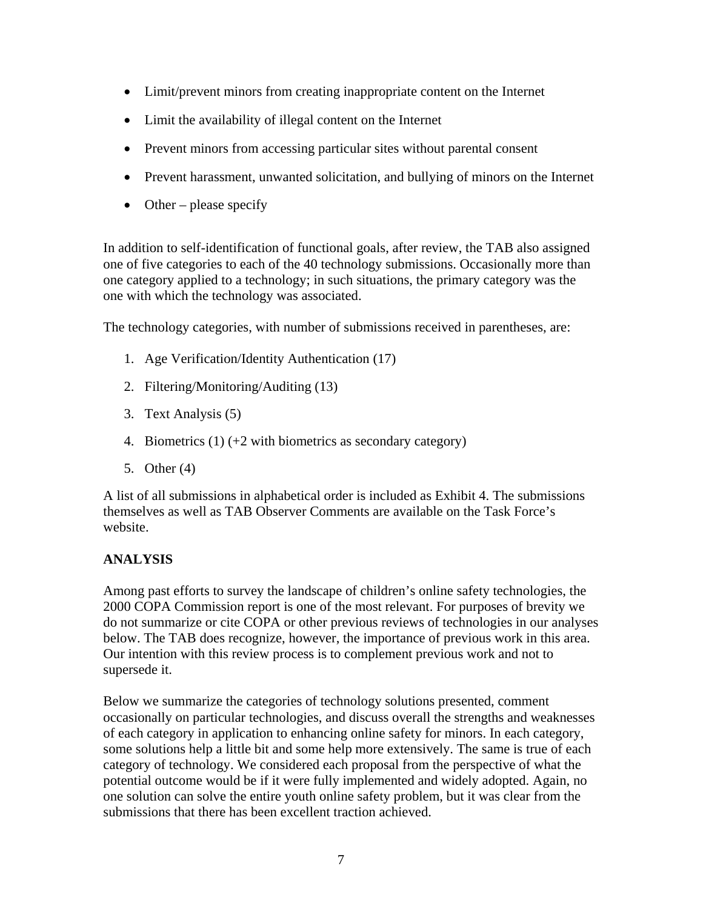- Limit/prevent minors from creating inappropriate content on the Internet
- Limit the availability of illegal content on the Internet
- Prevent minors from accessing particular sites without parental consent
- Prevent harassment, unwanted solicitation, and bullying of minors on the Internet
- Other – please specify

In addition to self-identification of functional goals, after review, the TAB also assigned one of five categories to each of the 40 technology submissions. Occasionally more than one category applied to a technology; in such situations, the primary category was the one with which the technology was associated.

The technology categories, with number of submissions received in parentheses, are:

1. Age Verification/Identity Authentication (17)
2. Filtering/Monitoring/Auditing (13)
3. Text Analysis (5)
4. Biometrics (1) (+2 with biometrics as secondary category)
5. Other (4)

A list of all submissions in alphabetical order is included as Exhibit 4. The submissions themselves as well as TAB Observer Comments are available on the Task Force's website.

**ANALYSIS**

Among past efforts to survey the landscape of children's online safety technologies, the 2000 COPA Commission report is one of the most relevant. For purposes of brevity we do not summarize or cite COPA or other previous reviews of technologies in our analyses below. The TAB does recognize, however, the importance of previous work in this area. Our intention with this review process is to complement previous work and not to supersede it.

Below we summarize the categories of technology solutions presented, comment occasionally on particular technologies, and discuss overall the strengths and weaknesses of each category in application to enhancing online safety for minors. In each category, some solutions help a little bit and some help more extensively. The same is true of each category of technology. We considered each proposal from the perspective of what the potential outcome would be if it were fully implemented and widely adopted. Again, no one solution can solve the entire youth online safety problem, but it was clear from the submissions that there has been excellent traction achieved.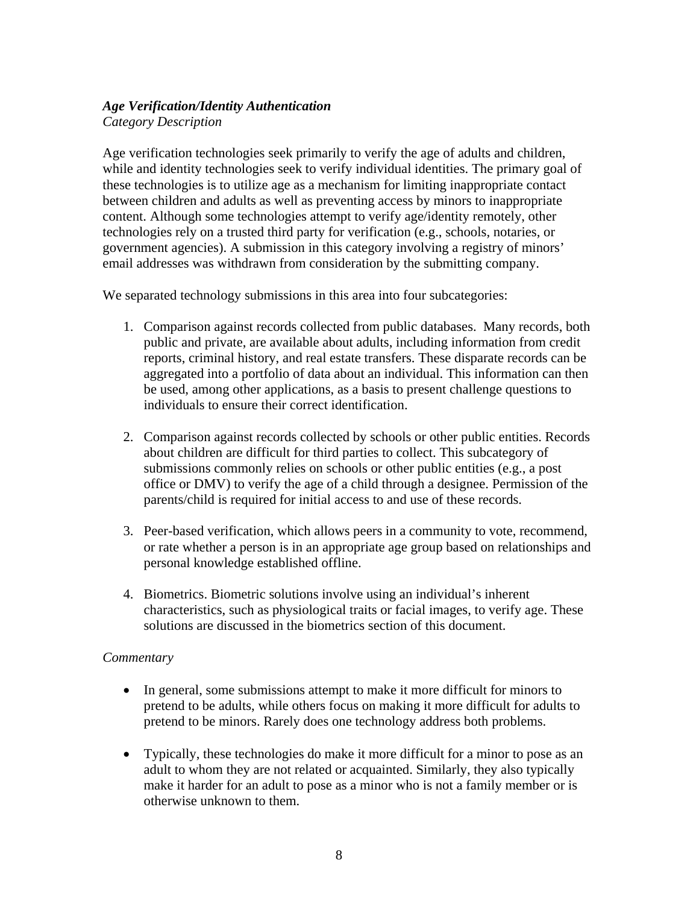***Age Verification/Identity Authentication***

*Category Description*

Age verification technologies seek primarily to verify the age of adults and children, while and identity technologies seek to verify individual identities. The primary goal of these technologies is to utilize age as a mechanism for limiting inappropriate contact between children and adults as well as preventing access by minors to inappropriate content. Although some technologies attempt to verify age/identity remotely, other technologies rely on a trusted third party for verification (e.g., schools, notaries, or government agencies). A submission in this category involving a registry of minors' email addresses was withdrawn from consideration by the submitting company.

We separated technology submissions in this area into four subcategories:

1. Comparison against records collected from public databases. Many records, both public and private, are available about adults, including information from credit reports, criminal history, and real estate transfers. These disparate records can be aggregated into a portfolio of data about an individual. This information can then be used, among other applications, as a basis to present challenge questions to individuals to ensure their correct identification.

2. Comparison against records collected by schools or other public entities. Records about children are difficult for third parties to collect. This subcategory of submissions commonly relies on schools or other public entities (e.g., a post office or DMV) to verify the age of a child through a designee. Permission of the parents/child is required for initial access to and use of these records.

3. Peer-based verification, which allows peers in a community to vote, recommend, or rate whether a person is in an appropriate age group based on relationships and personal knowledge established offline.

4. Biometrics. Biometric solutions involve using an individual's inherent characteristics, such as physiological traits or facial images, to verify age. These solutions are discussed in the biometrics section of this document.

*Commentary*

- In general, some submissions attempt to make it more difficult for minors to pretend to be adults, while others focus on making it more difficult for adults to pretend to be minors. Rarely does one technology address both problems.

- Typically, these technologies do make it more difficult for a minor to pose as an adult to whom they are not related or acquainted. Similarly, they also typically make it harder for an adult to pose as a minor who is not a family member or is otherwise unknown to them.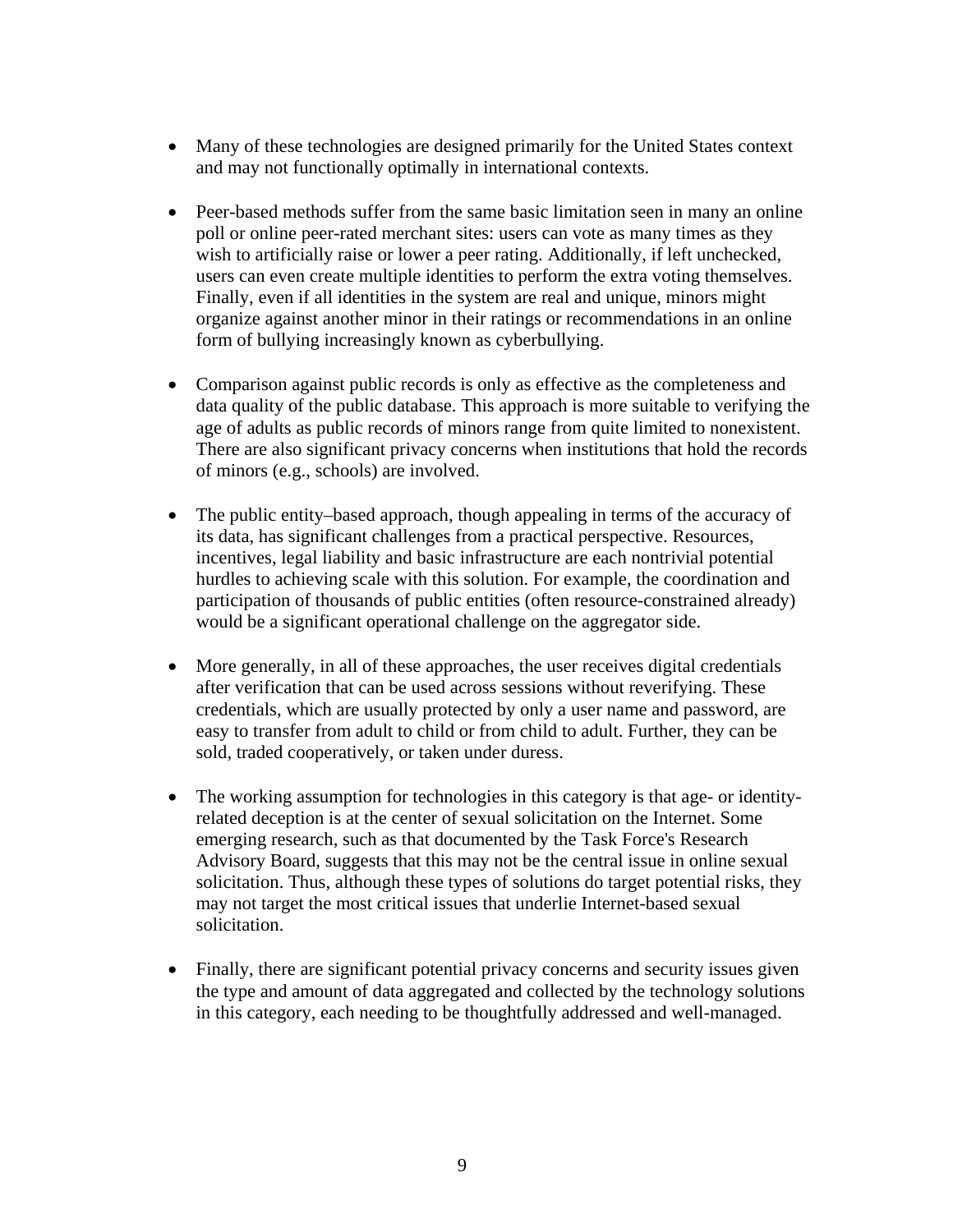- Many of these technologies are designed primarily for the United States context and may not functionally optimally in international contexts.

- Peer-based methods suffer from the same basic limitation seen in many an online poll or online peer-rated merchant sites: users can vote as many times as they wish to artificially raise or lower a peer rating. Additionally, if left unchecked, users can even create multiple identities to perform the extra voting themselves. Finally, even if all identities in the system are real and unique, minors might organize against another minor in their ratings or recommendations in an online form of bullying increasingly known as cyberbullying.

- Comparison against public records is only as effective as the completeness and data quality of the public database. This approach is more suitable to verifying the age of adults as public records of minors range from quite limited to nonexistent. There are also significant privacy concerns when institutions that hold the records of minors (e.g., schools) are involved.

- The public entity–based approach, though appealing in terms of the accuracy of its data, has significant challenges from a practical perspective. Resources, incentives, legal liability and basic infrastructure are each nontrivial potential hurdles to achieving scale with this solution. For example, the coordination and participation of thousands of public entities (often resource-constrained already) would be a significant operational challenge on the aggregator side.

- More generally, in all of these approaches, the user receives digital credentials after verification that can be used across sessions without reverifying. These credentials, which are usually protected by only a user name and password, are easy to transfer from adult to child or from child to adult. Further, they can be sold, traded cooperatively, or taken under duress.

- The working assumption for technologies in this category is that age- or identity-related deception is at the center of sexual solicitation on the Internet. Some emerging research, such as that documented by the Task Force's Research Advisory Board, suggests that this may not be the central issue in online sexual solicitation. Thus, although these types of solutions do target potential risks, they may not target the most critical issues that underlie Internet-based sexual solicitation.

- Finally, there are significant potential privacy concerns and security issues given the type and amount of data aggregated and collected by the technology solutions in this category, each needing to be thoughtfully addressed and well-managed.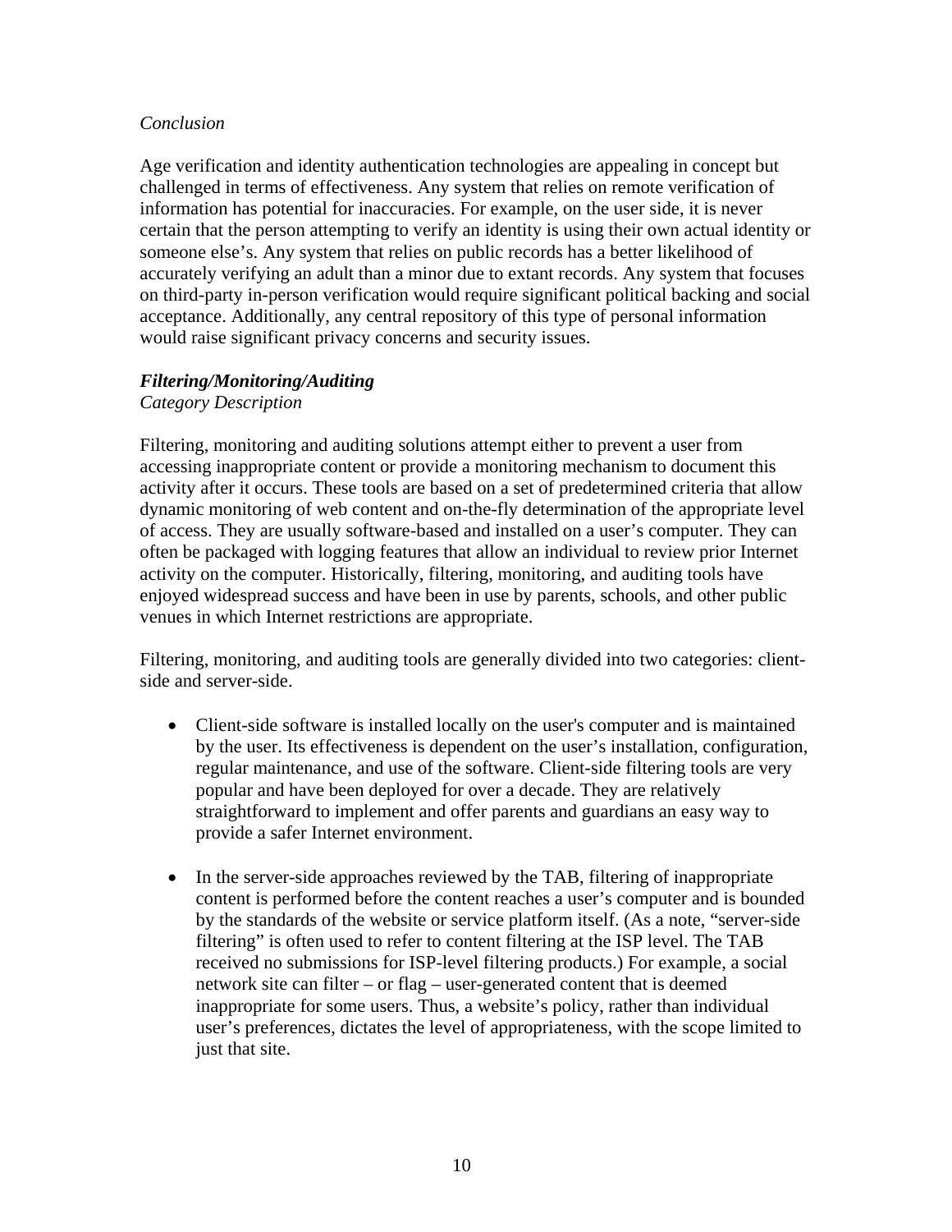*Conclusion*

Age verification and identity authentication technologies are appealing in concept but challenged in terms of effectiveness. Any system that relies on remote verification of information has potential for inaccuracies. For example, on the user side, it is never certain that the person attempting to verify an identity is using their own actual identity or someone else's. Any system that relies on public records has a better likelihood of accurately verifying an adult than a minor due to extant records. Any system that focuses on third-party in-person verification would require significant political backing and social acceptance. Additionally, any central repository of this type of personal information would raise significant privacy concerns and security issues.

***Filtering/Monitoring/Auditing***

*Category Description*

Filtering, monitoring and auditing solutions attempt either to prevent a user from accessing inappropriate content or provide a monitoring mechanism to document this activity after it occurs. These tools are based on a set of predetermined criteria that allow dynamic monitoring of web content and on-the-fly determination of the appropriate level of access. They are usually software-based and installed on a user's computer. They can often be packaged with logging features that allow an individual to review prior Internet activity on the computer. Historically, filtering, monitoring, and auditing tools have enjoyed widespread success and have been in use by parents, schools, and other public venues in which Internet restrictions are appropriate.

Filtering, monitoring, and auditing tools are generally divided into two categories: client-side and server-side.

- Client-side software is installed locally on the user's computer and is maintained by the user. Its effectiveness is dependent on the user's installation, configuration, regular maintenance, and use of the software. Client-side filtering tools are very popular and have been deployed for over a decade. They are relatively straightforward to implement and offer parents and guardians an easy way to provide a safer Internet environment.

- In the server-side approaches reviewed by the TAB, filtering of inappropriate content is performed before the content reaches a user's computer and is bounded by the standards of the website or service platform itself. (As a note, "server-side filtering" is often used to refer to content filtering at the ISP level. The TAB received no submissions for ISP-level filtering products.) For example, a social network site can filter – or flag – user-generated content that is deemed inappropriate for some users. Thus, a website's policy, rather than individual user's preferences, dictates the level of appropriateness, with the scope limited to just that site.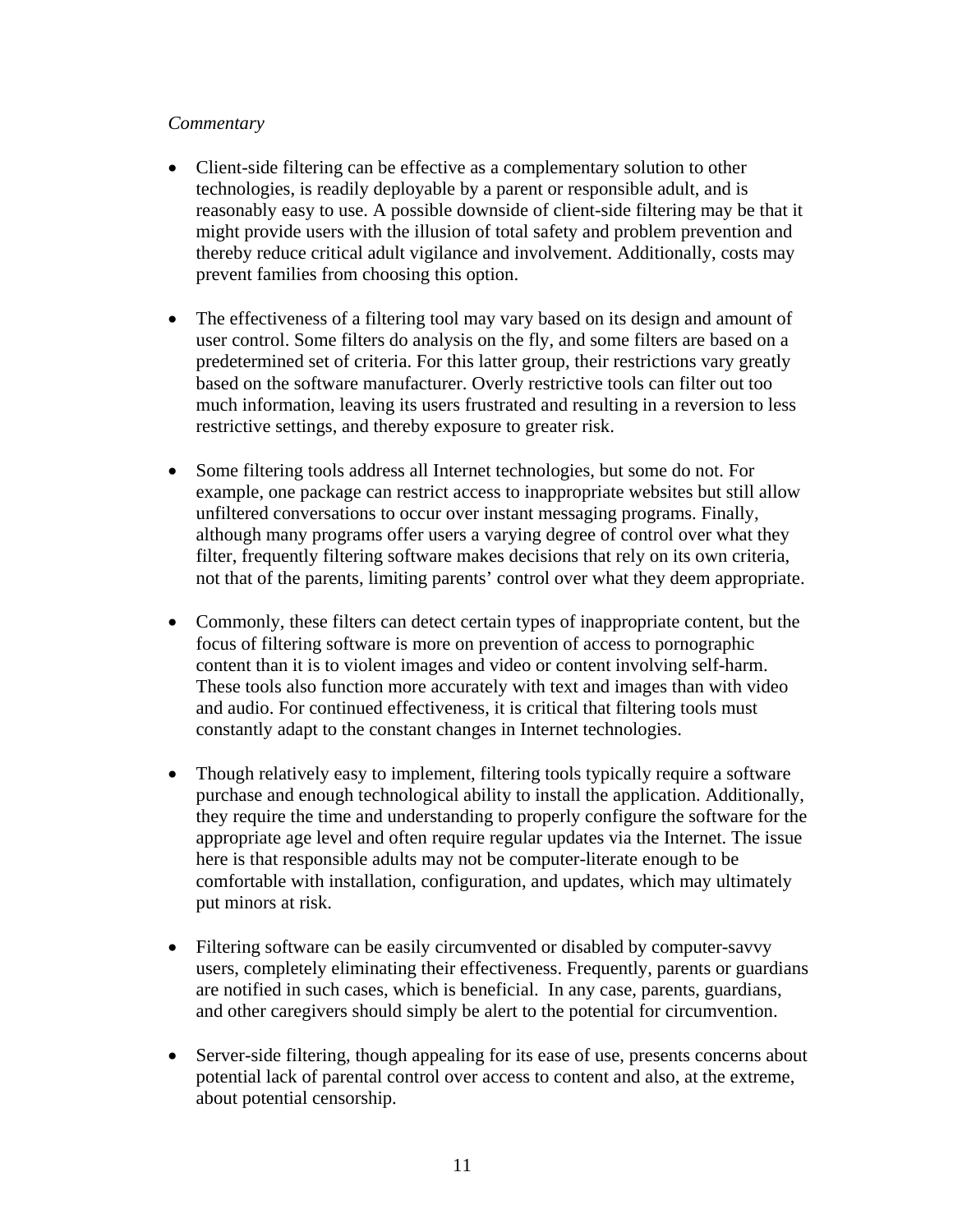*Commentary*

- Client-side filtering can be effective as a complementary solution to other technologies, is readily deployable by a parent or responsible adult, and is reasonably easy to use. A possible downside of client-side filtering may be that it might provide users with the illusion of total safety and problem prevention and thereby reduce critical adult vigilance and involvement. Additionally, costs may prevent families from choosing this option.

- The effectiveness of a filtering tool may vary based on its design and amount of user control. Some filters do analysis on the fly, and some filters are based on a predetermined set of criteria. For this latter group, their restrictions vary greatly based on the software manufacturer. Overly restrictive tools can filter out too much information, leaving its users frustrated and resulting in a reversion to less restrictive settings, and thereby exposure to greater risk.

- Some filtering tools address all Internet technologies, but some do not. For example, one package can restrict access to inappropriate websites but still allow unfiltered conversations to occur over instant messaging programs. Finally, although many programs offer users a varying degree of control over what they filter, frequently filtering software makes decisions that rely on its own criteria, not that of the parents, limiting parents' control over what they deem appropriate.

- Commonly, these filters can detect certain types of inappropriate content, but the focus of filtering software is more on prevention of access to pornographic content than it is to violent images and video or content involving self-harm. These tools also function more accurately with text and images than with video and audio. For continued effectiveness, it is critical that filtering tools must constantly adapt to the constant changes in Internet technologies.

- Though relatively easy to implement, filtering tools typically require a software purchase and enough technological ability to install the application. Additionally, they require the time and understanding to properly configure the software for the appropriate age level and often require regular updates via the Internet. The issue here is that responsible adults may not be computer-literate enough to be comfortable with installation, configuration, and updates, which may ultimately put minors at risk.

- Filtering software can be easily circumvented or disabled by computer-savvy users, completely eliminating their effectiveness. Frequently, parents or guardians are notified in such cases, which is beneficial. In any case, parents, guardians, and other caregivers should simply be alert to the potential for circumvention.

- Server-side filtering, though appealing for its ease of use, presents concerns about potential lack of parental control over access to content and also, at the extreme, about potential censorship.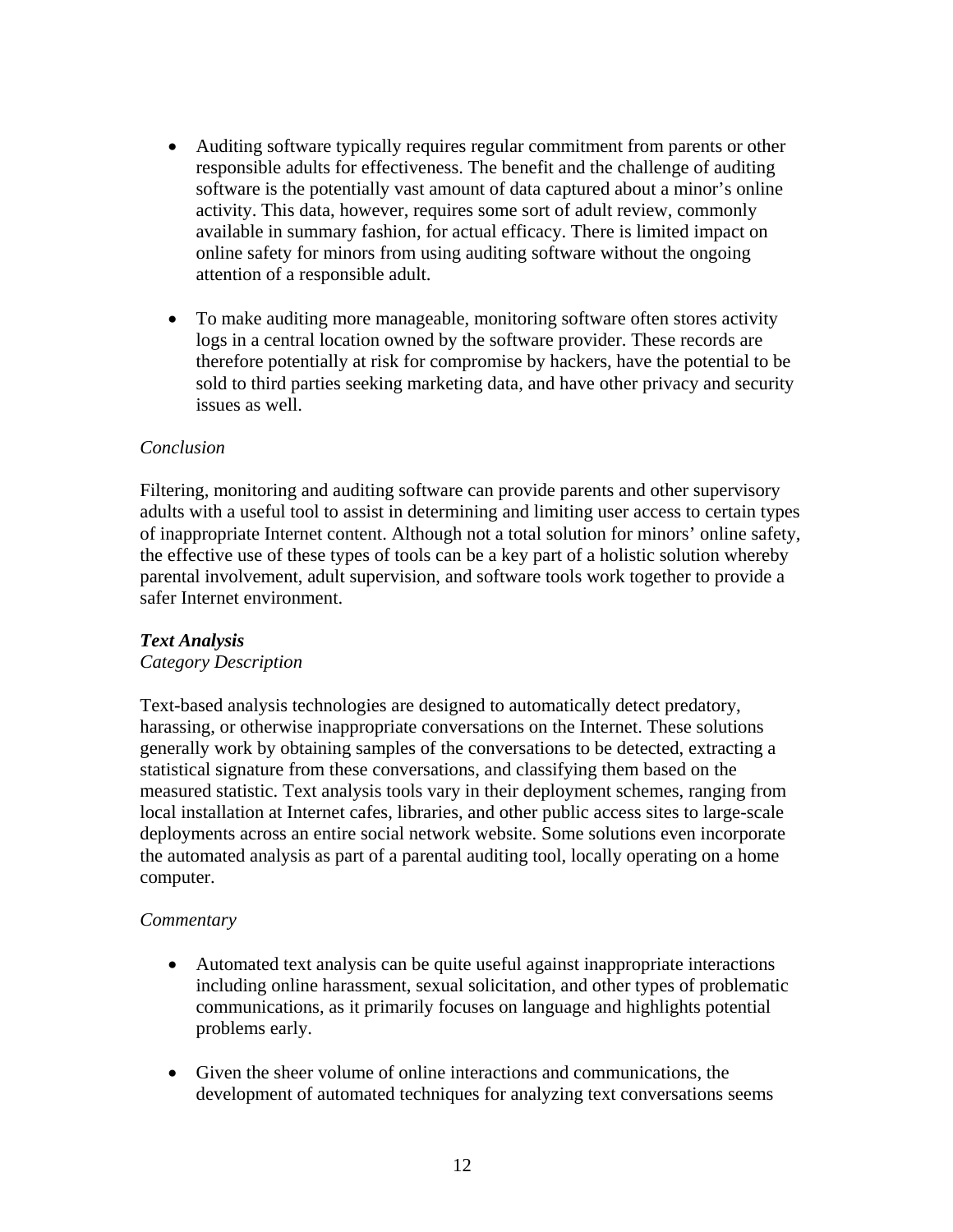- Auditing software typically requires regular commitment from parents or other responsible adults for effectiveness. The benefit and the challenge of auditing software is the potentially vast amount of data captured about a minor's online activity. This data, however, requires some sort of adult review, commonly available in summary fashion, for actual efficacy. There is limited impact on online safety for minors from using auditing software without the ongoing attention of a responsible adult.

- To make auditing more manageable, monitoring software often stores activity logs in a central location owned by the software provider. These records are therefore potentially at risk for compromise by hackers, have the potential to be sold to third parties seeking marketing data, and have other privacy and security issues as well.

*Conclusion*

Filtering, monitoring and auditing software can provide parents and other supervisory adults with a useful tool to assist in determining and limiting user access to certain types of inappropriate Internet content. Although not a total solution for minors' online safety, the effective use of these types of tools can be a key part of a holistic solution whereby parental involvement, adult supervision, and software tools work together to provide a safer Internet environment.

***Text Analysis***
*Category Description*

Text-based analysis technologies are designed to automatically detect predatory, harassing, or otherwise inappropriate conversations on the Internet. These solutions generally work by obtaining samples of the conversations to be detected, extracting a statistical signature from these conversations, and classifying them based on the measured statistic. Text analysis tools vary in their deployment schemes, ranging from local installation at Internet cafes, libraries, and other public access sites to large-scale deployments across an entire social network website. Some solutions even incorporate the automated analysis as part of a parental auditing tool, locally operating on a home computer.

*Commentary*

- Automated text analysis can be quite useful against inappropriate interactions including online harassment, sexual solicitation, and other types of problematic communications, as it primarily focuses on language and highlights potential problems early.

- Given the sheer volume of online interactions and communications, the development of automated techniques for analyzing text conversations seems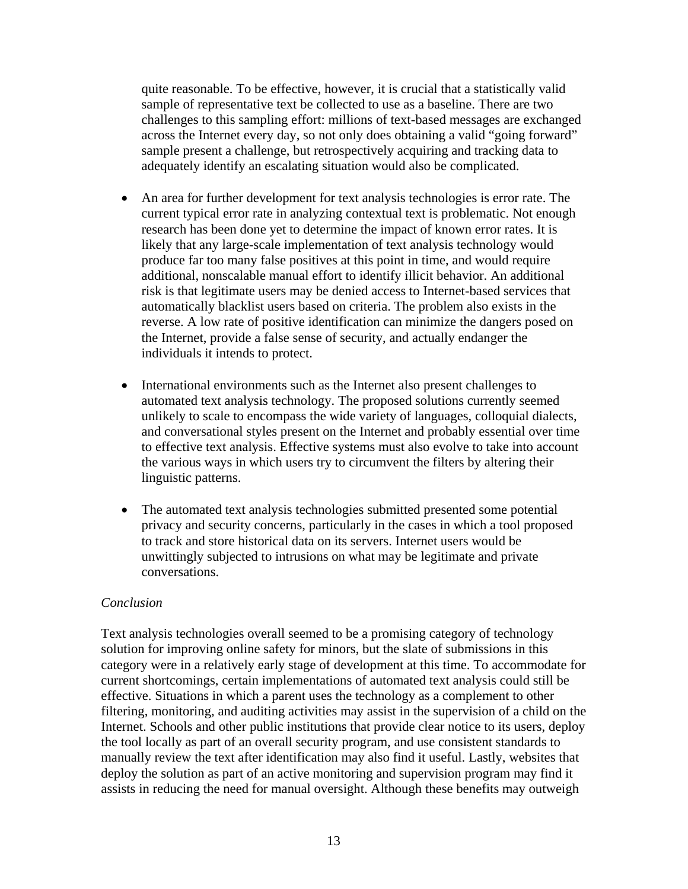quite reasonable. To be effective, however, it is crucial that a statistically valid sample of representative text be collected to use as a baseline. There are two challenges to this sampling effort: millions of text-based messages are exchanged across the Internet every day, so not only does obtaining a valid "going forward" sample present a challenge, but retrospectively acquiring and tracking data to adequately identify an escalating situation would also be complicated.

- An area for further development for text analysis technologies is error rate. The current typical error rate in analyzing contextual text is problematic. Not enough research has been done yet to determine the impact of known error rates. It is likely that any large-scale implementation of text analysis technology would produce far too many false positives at this point in time, and would require additional, nonscalable manual effort to identify illicit behavior. An additional risk is that legitimate users may be denied access to Internet-based services that automatically blacklist users based on criteria. The problem also exists in the reverse. A low rate of positive identification can minimize the dangers posed on the Internet, provide a false sense of security, and actually endanger the individuals it intends to protect.

- International environments such as the Internet also present challenges to automated text analysis technology. The proposed solutions currently seemed unlikely to scale to encompass the wide variety of languages, colloquial dialects, and conversational styles present on the Internet and probably essential over time to effective text analysis. Effective systems must also evolve to take into account the various ways in which users try to circumvent the filters by altering their linguistic patterns.

- The automated text analysis technologies submitted presented some potential privacy and security concerns, particularly in the cases in which a tool proposed to track and store historical data on its servers. Internet users would be unwittingly subjected to intrusions on what may be legitimate and private conversations.

*Conclusion*

Text analysis technologies overall seemed to be a promising category of technology solution for improving online safety for minors, but the slate of submissions in this category were in a relatively early stage of development at this time. To accommodate for current shortcomings, certain implementations of automated text analysis could still be effective. Situations in which a parent uses the technology as a complement to other filtering, monitoring, and auditing activities may assist in the supervision of a child on the Internet. Schools and other public institutions that provide clear notice to its users, deploy the tool locally as part of an overall security program, and use consistent standards to manually review the text after identification may also find it useful. Lastly, websites that deploy the solution as part of an active monitoring and supervision program may find it assists in reducing the need for manual oversight. Although these benefits may outweigh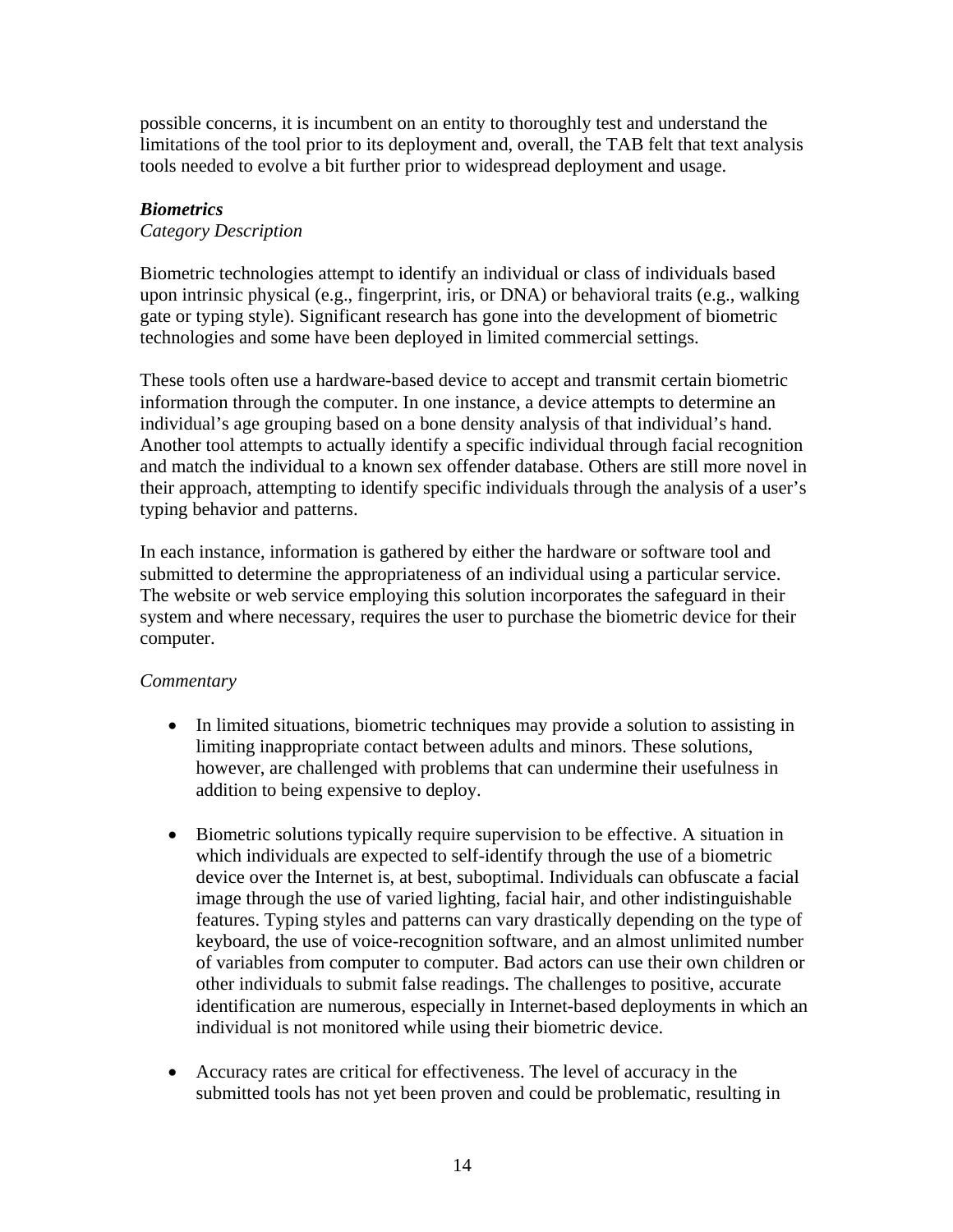possible concerns, it is incumbent on an entity to thoroughly test and understand the limitations of the tool prior to its deployment and, overall, the TAB felt that text analysis tools needed to evolve a bit further prior to widespread deployment and usage.

***Biometrics***

*Category Description*

Biometric technologies attempt to identify an individual or class of individuals based upon intrinsic physical (e.g., fingerprint, iris, or DNA) or behavioral traits (e.g., walking gate or typing style). Significant research has gone into the development of biometric technologies and some have been deployed in limited commercial settings.

These tools often use a hardware-based device to accept and transmit certain biometric information through the computer. In one instance, a device attempts to determine an individual's age grouping based on a bone density analysis of that individual's hand. Another tool attempts to actually identify a specific individual through facial recognition and match the individual to a known sex offender database. Others are still more novel in their approach, attempting to identify specific individuals through the analysis of a user's typing behavior and patterns.

In each instance, information is gathered by either the hardware or software tool and submitted to determine the appropriateness of an individual using a particular service. The website or web service employing this solution incorporates the safeguard in their system and where necessary, requires the user to purchase the biometric device for their computer.

*Commentary*

- In limited situations, biometric techniques may provide a solution to assisting in limiting inappropriate contact between adults and minors. These solutions, however, are challenged with problems that can undermine their usefulness in addition to being expensive to deploy.

- Biometric solutions typically require supervision to be effective. A situation in which individuals are expected to self-identify through the use of a biometric device over the Internet is, at best, suboptimal. Individuals can obfuscate a facial image through the use of varied lighting, facial hair, and other indistinguishable features. Typing styles and patterns can vary drastically depending on the type of keyboard, the use of voice-recognition software, and an almost unlimited number of variables from computer to computer. Bad actors can use their own children or other individuals to submit false readings. The challenges to positive, accurate identification are numerous, especially in Internet-based deployments in which an individual is not monitored while using their biometric device.

- Accuracy rates are critical for effectiveness. The level of accuracy in the submitted tools has not yet been proven and could be problematic, resulting in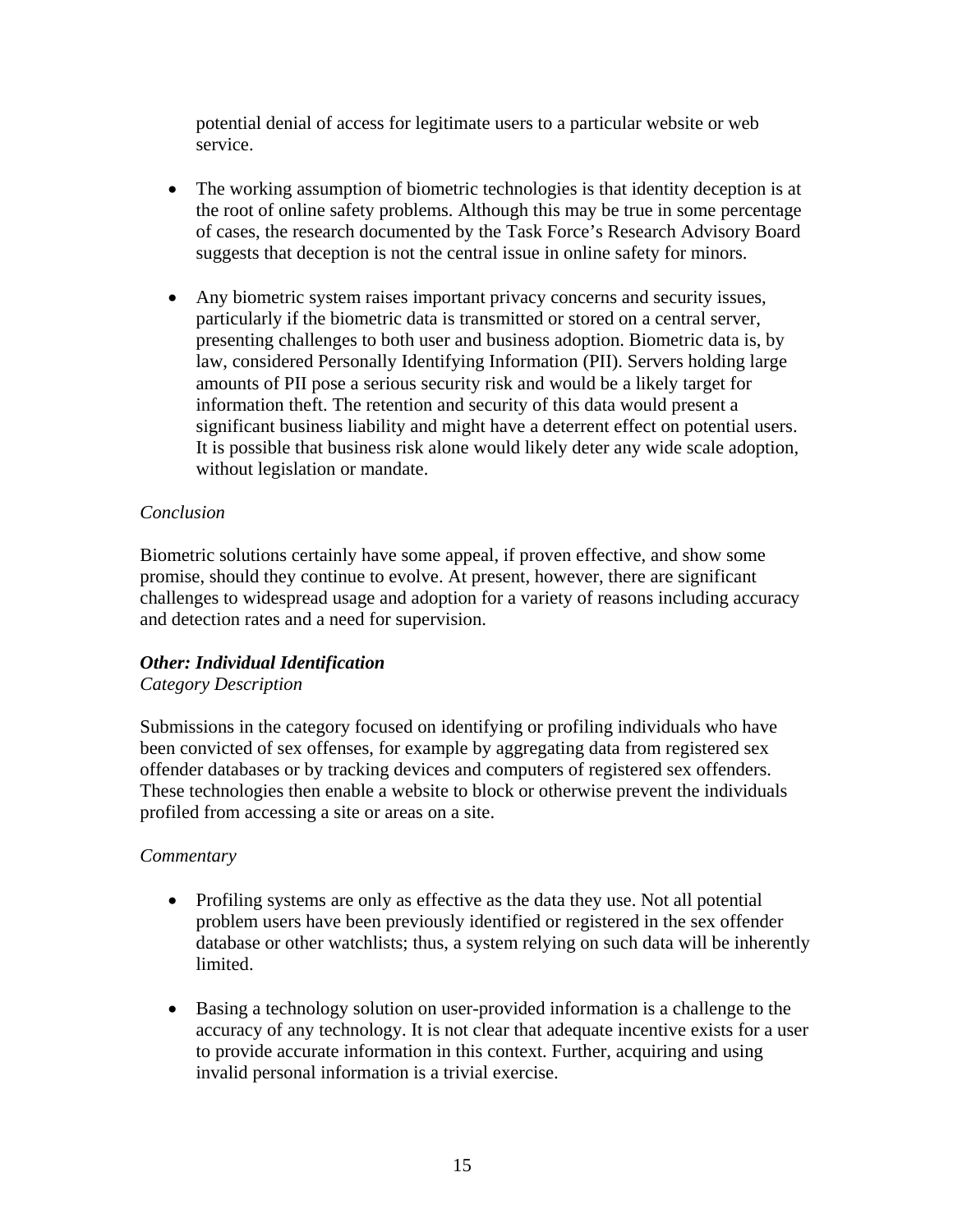potential denial of access for legitimate users to a particular website or web service.

- The working assumption of biometric technologies is that identity deception is at the root of online safety problems. Although this may be true in some percentage of cases, the research documented by the Task Force's Research Advisory Board suggests that deception is not the central issue in online safety for minors.

- Any biometric system raises important privacy concerns and security issues, particularly if the biometric data is transmitted or stored on a central server, presenting challenges to both user and business adoption. Biometric data is, by law, considered Personally Identifying Information (PII). Servers holding large amounts of PII pose a serious security risk and would be a likely target for information theft. The retention and security of this data would present a significant business liability and might have a deterrent effect on potential users. It is possible that business risk alone would likely deter any wide scale adoption, without legislation or mandate.

*Conclusion*

Biometric solutions certainly have some appeal, if proven effective, and show some promise, should they continue to evolve. At present, however, there are significant challenges to widespread usage and adoption for a variety of reasons including accuracy and detection rates and a need for supervision.

***Other: Individual Identification***

*Category Description*

Submissions in the category focused on identifying or profiling individuals who have been convicted of sex offenses, for example by aggregating data from registered sex offender databases or by tracking devices and computers of registered sex offenders. These technologies then enable a website to block or otherwise prevent the individuals profiled from accessing a site or areas on a site.

*Commentary*

- Profiling systems are only as effective as the data they use. Not all potential problem users have been previously identified or registered in the sex offender database or other watchlists; thus, a system relying on such data will be inherently limited.

- Basing a technology solution on user-provided information is a challenge to the accuracy of any technology. It is not clear that adequate incentive exists for a user to provide accurate information in this context. Further, acquiring and using invalid personal information is a trivial exercise.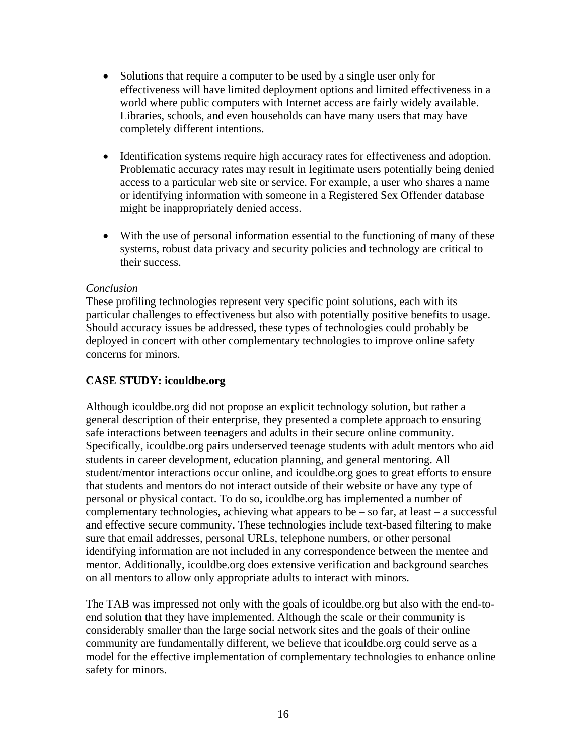- Solutions that require a computer to be used by a single user only for effectiveness will have limited deployment options and limited effectiveness in a world where public computers with Internet access are fairly widely available. Libraries, schools, and even households can have many users that may have completely different intentions.

- Identification systems require high accuracy rates for effectiveness and adoption. Problematic accuracy rates may result in legitimate users potentially being denied access to a particular web site or service. For example, a user who shares a name or identifying information with someone in a Registered Sex Offender database might be inappropriately denied access.

- With the use of personal information essential to the functioning of many of these systems, robust data privacy and security policies and technology are critical to their success.

*Conclusion*

These profiling technologies represent very specific point solutions, each with its particular challenges to effectiveness but also with potentially positive benefits to usage. Should accuracy issues be addressed, these types of technologies could probably be deployed in concert with other complementary technologies to improve online safety concerns for minors.

**CASE STUDY: icouldbe.org**

Although icouldbe.org did not propose an explicit technology solution, but rather a general description of their enterprise, they presented a complete approach to ensuring safe interactions between teenagers and adults in their secure online community. Specifically, icouldbe.org pairs underserved teenage students with adult mentors who aid students in career development, education planning, and general mentoring. All student/mentor interactions occur online, and icouldbe.org goes to great efforts to ensure that students and mentors do not interact outside of their website or have any type of personal or physical contact. To do so, icouldbe.org has implemented a number of complementary technologies, achieving what appears to be – so far, at least – a successful and effective secure community. These technologies include text-based filtering to make sure that email addresses, personal URLs, telephone numbers, or other personal identifying information are not included in any correspondence between the mentee and mentor. Additionally, icouldbe.org does extensive verification and background searches on all mentors to allow only appropriate adults to interact with minors.

The TAB was impressed not only with the goals of icouldbe.org but also with the end-to-end solution that they have implemented. Although the scale or their community is considerably smaller than the large social network sites and the goals of their online community are fundamentally different, we believe that icouldbe.org could serve as a model for the effective implementation of complementary technologies to enhance online safety for minors.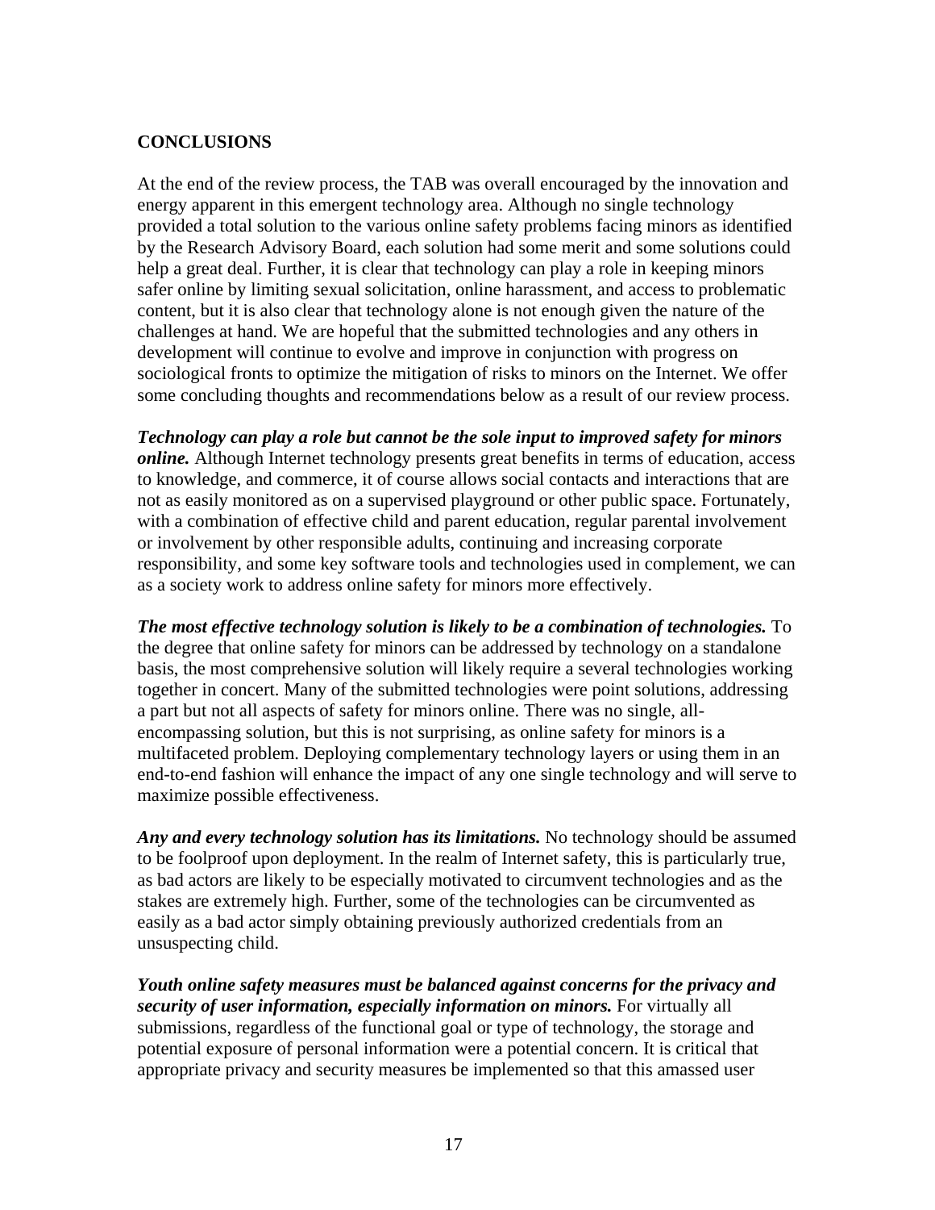## CONCLUSIONS

At the end of the review process, the TAB was overall encouraged by the innovation and energy apparent in this emergent technology area. Although no single technology provided a total solution to the various online safety problems facing minors as identified by the Research Advisory Board, each solution had some merit and some solutions could help a great deal. Further, it is clear that technology can play a role in keeping minors safer online by limiting sexual solicitation, online harassment, and access to problematic content, but it is also clear that technology alone is not enough given the nature of the challenges at hand. We are hopeful that the submitted technologies and any others in development will continue to evolve and improve in conjunction with progress on sociological fronts to optimize the mitigation of risks to minors on the Internet. We offer some concluding thoughts and recommendations below as a result of our review process.

***Technology can play a role but cannot be the sole input to improved safety for minors online.*** Although Internet technology presents great benefits in terms of education, access to knowledge, and commerce, it of course allows social contacts and interactions that are not as easily monitored as on a supervised playground or other public space. Fortunately, with a combination of effective child and parent education, regular parental involvement or involvement by other responsible adults, continuing and increasing corporate responsibility, and some key software tools and technologies used in complement, we can as a society work to address online safety for minors more effectively.

***The most effective technology solution is likely to be a combination of technologies.*** To the degree that online safety for minors can be addressed by technology on a standalone basis, the most comprehensive solution will likely require a several technologies working together in concert. Many of the submitted technologies were point solutions, addressing a part but not all aspects of safety for minors online. There was no single, all-encompassing solution, but this is not surprising, as online safety for minors is a multifaceted problem. Deploying complementary technology layers or using them in an end-to-end fashion will enhance the impact of any one single technology and will serve to maximize possible effectiveness.

***Any and every technology solution has its limitations.*** No technology should be assumed to be foolproof upon deployment. In the realm of Internet safety, this is particularly true, as bad actors are likely to be especially motivated to circumvent technologies and as the stakes are extremely high. Further, some of the technologies can be circumvented as easily as a bad actor simply obtaining previously authorized credentials from an unsuspecting child.

***Youth online safety measures must be balanced against concerns for the privacy and security of user information, especially information on minors.*** For virtually all submissions, regardless of the functional goal or type of technology, the storage and potential exposure of personal information were a potential concern. It is critical that appropriate privacy and security measures be implemented so that this amassed user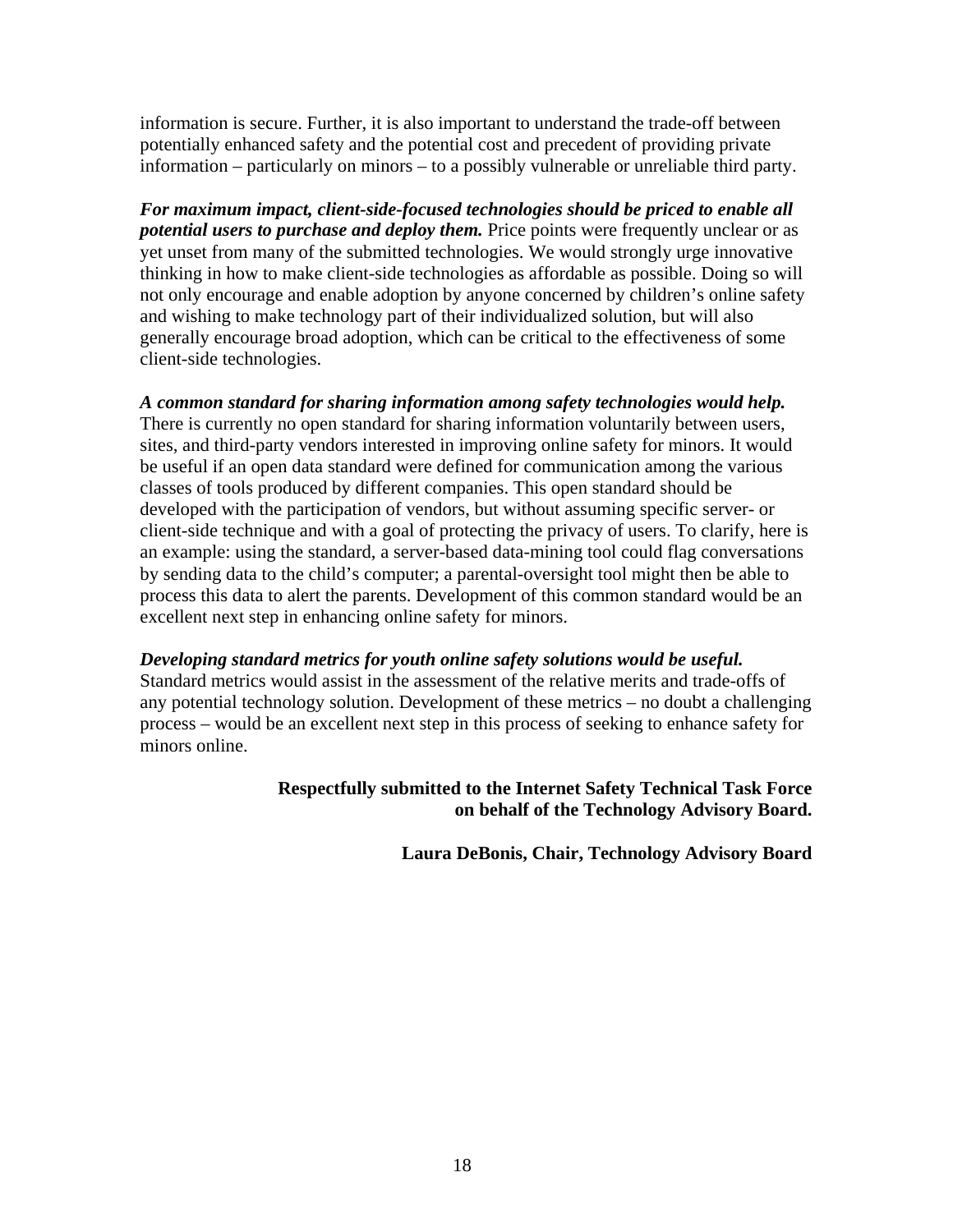information is secure. Further, it is also important to understand the trade-off between potentially enhanced safety and the potential cost and precedent of providing private information – particularly on minors – to a possibly vulnerable or unreliable third party.

***For maximum impact, client-side-focused technologies should be priced to enable all potential users to purchase and deploy them.*** Price points were frequently unclear or as yet unset from many of the submitted technologies. We would strongly urge innovative thinking in how to make client-side technologies as affordable as possible. Doing so will not only encourage and enable adoption by anyone concerned by children's online safety and wishing to make technology part of their individualized solution, but will also generally encourage broad adoption, which can be critical to the effectiveness of some client-side technologies.

***A common standard for sharing information among safety technologies would help.*** There is currently no open standard for sharing information voluntarily between users, sites, and third-party vendors interested in improving online safety for minors. It would be useful if an open data standard were defined for communication among the various classes of tools produced by different companies. This open standard should be developed with the participation of vendors, but without assuming specific server- or client-side technique and with a goal of protecting the privacy of users. To clarify, here is an example: using the standard, a server-based data-mining tool could flag conversations by sending data to the child's computer; a parental-oversight tool might then be able to process this data to alert the parents. Development of this common standard would be an excellent next step in enhancing online safety for minors.

***Developing standard metrics for youth online safety solutions would be useful.*** Standard metrics would assist in the assessment of the relative merits and trade-offs of any potential technology solution. Development of these metrics – no doubt a challenging process – would be an excellent next step in this process of seeking to enhance safety for minors online.

**Respectfully submitted to the Internet Safety Technical Task Force on behalf of the Technology Advisory Board.**

**Laura DeBonis, Chair, Technology Advisory Board**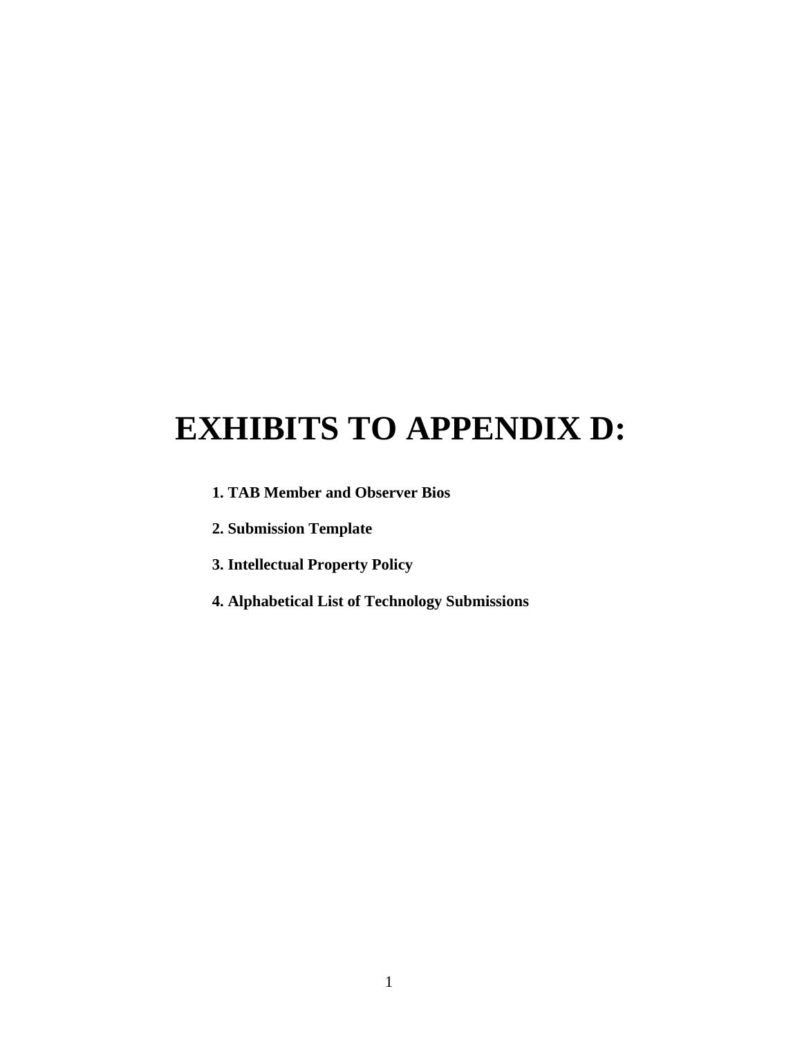# EXHIBITS TO APPENDIX D:

**1. TAB Member and Observer Bios**

**2. Submission Template**

**3. Intellectual Property Policy**

**4. Alphabetical List of Technology Submissions**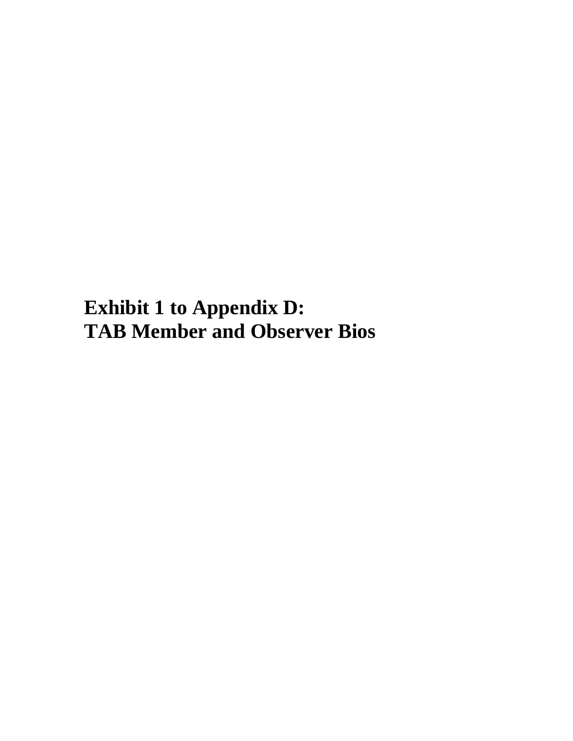# Exhibit 1 to Appendix D:
# TAB Member and Observer Bios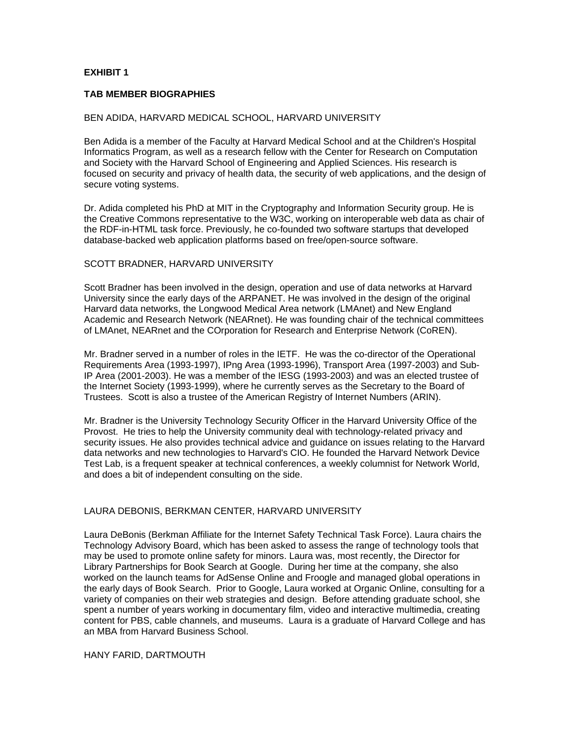**EXHIBIT 1**

**TAB MEMBER BIOGRAPHIES**

BEN ADIDA, HARVARD MEDICAL SCHOOL, HARVARD UNIVERSITY

Ben Adida is a member of the Faculty at Harvard Medical School and at the Children's Hospital Informatics Program, as well as a research fellow with the Center for Research on Computation and Society with the Harvard School of Engineering and Applied Sciences. His research is focused on security and privacy of health data, the security of web applications, and the design of secure voting systems.

Dr. Adida completed his PhD at MIT in the Cryptography and Information Security group. He is the Creative Commons representative to the W3C, working on interoperable web data as chair of the RDF-in-HTML task force. Previously, he co-founded two software startups that developed database-backed web application platforms based on free/open-source software.

SCOTT BRADNER, HARVARD UNIVERSITY

Scott Bradner has been involved in the design, operation and use of data networks at Harvard University since the early days of the ARPANET. He was involved in the design of the original Harvard data networks, the Longwood Medical Area network (LMAnet) and New England Academic and Research Network (NEARnet). He was founding chair of the technical committees of LMAnet, NEARnet and the COrporation for Research and Enterprise Network (CoREN).

Mr. Bradner served in a number of roles in the IETF. He was the co-director of the Operational Requirements Area (1993-1997), IPng Area (1993-1996), Transport Area (1997-2003) and Sub-IP Area (2001-2003). He was a member of the IESG (1993-2003) and was an elected trustee of the Internet Society (1993-1999), where he currently serves as the Secretary to the Board of Trustees. Scott is also a trustee of the American Registry of Internet Numbers (ARIN).

Mr. Bradner is the University Technology Security Officer in the Harvard University Office of the Provost. He tries to help the University community deal with technology-related privacy and security issues. He also provides technical advice and guidance on issues relating to the Harvard data networks and new technologies to Harvard's CIO. He founded the Harvard Network Device Test Lab, is a frequent speaker at technical conferences, a weekly columnist for Network World, and does a bit of independent consulting on the side.

LAURA DEBONIS, BERKMAN CENTER, HARVARD UNIVERSITY

Laura DeBonis (Berkman Affiliate for the Internet Safety Technical Task Force). Laura chairs the Technology Advisory Board, which has been asked to assess the range of technology tools that may be used to promote online safety for minors. Laura was, most recently, the Director for Library Partnerships for Book Search at Google. During her time at the company, she also worked on the launch teams for AdSense Online and Froogle and managed global operations in the early days of Book Search. Prior to Google, Laura worked at Organic Online, consulting for a variety of companies on their web strategies and design. Before attending graduate school, she spent a number of years working in documentary film, video and interactive multimedia, creating content for PBS, cable channels, and museums. Laura is a graduate of Harvard College and has an MBA from Harvard Business School.

HANY FARID, DARTMOUTH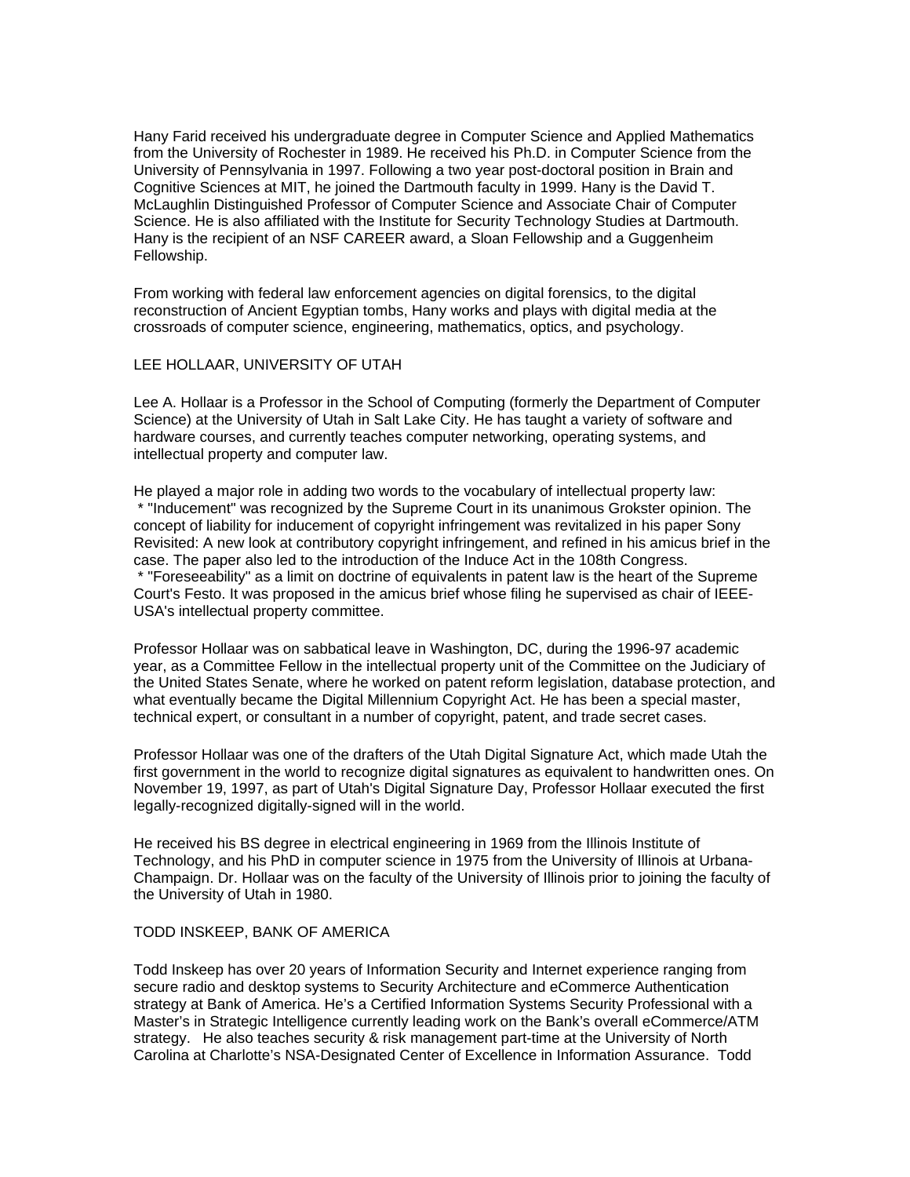Hany Farid received his undergraduate degree in Computer Science and Applied Mathematics from the University of Rochester in 1989. He received his Ph.D. in Computer Science from the University of Pennsylvania in 1997. Following a two year post-doctoral position in Brain and Cognitive Sciences at MIT, he joined the Dartmouth faculty in 1999. Hany is the David T. McLaughlin Distinguished Professor of Computer Science and Associate Chair of Computer Science. He is also affiliated with the Institute for Security Technology Studies at Dartmouth. Hany is the recipient of an NSF CAREER award, a Sloan Fellowship and a Guggenheim Fellowship.

From working with federal law enforcement agencies on digital forensics, to the digital reconstruction of Ancient Egyptian tombs, Hany works and plays with digital media at the crossroads of computer science, engineering, mathematics, optics, and psychology.

LEE HOLLAAR, UNIVERSITY OF UTAH

Lee A. Hollaar is a Professor in the School of Computing (formerly the Department of Computer Science) at the University of Utah in Salt Lake City. He has taught a variety of software and hardware courses, and currently teaches computer networking, operating systems, and intellectual property and computer law.

He played a major role in adding two words to the vocabulary of intellectual property law:
* "Inducement" was recognized by the Supreme Court in its unanimous Grokster opinion. The concept of liability for inducement of copyright infringement was revitalized in his paper Sony Revisited: A new look at contributory copyright infringement, and refined in his amicus brief in the case. The paper also led to the introduction of the Induce Act in the 108th Congress.
* "Foreseeability" as a limit on doctrine of equivalents in patent law is the heart of the Supreme Court's Festo. It was proposed in the amicus brief whose filing he supervised as chair of IEEE-USA's intellectual property committee.

Professor Hollaar was on sabbatical leave in Washington, DC, during the 1996-97 academic year, as a Committee Fellow in the intellectual property unit of the Committee on the Judiciary of the United States Senate, where he worked on patent reform legislation, database protection, and what eventually became the Digital Millennium Copyright Act. He has been a special master, technical expert, or consultant in a number of copyright, patent, and trade secret cases.

Professor Hollaar was one of the drafters of the Utah Digital Signature Act, which made Utah the first government in the world to recognize digital signatures as equivalent to handwritten ones. On November 19, 1997, as part of Utah's Digital Signature Day, Professor Hollaar executed the first legally-recognized digitally-signed will in the world.

He received his BS degree in electrical engineering in 1969 from the Illinois Institute of Technology, and his PhD in computer science in 1975 from the University of Illinois at Urbana-Champaign. Dr. Hollaar was on the faculty of the University of Illinois prior to joining the faculty of the University of Utah in 1980.

TODD INSKEEP, BANK OF AMERICA

Todd Inskeep has over 20 years of Information Security and Internet experience ranging from secure radio and desktop systems to Security Architecture and eCommerce Authentication strategy at Bank of America. He's a Certified Information Systems Security Professional with a Master's in Strategic Intelligence currently leading work on the Bank's overall eCommerce/ATM strategy. He also teaches security & risk management part-time at the University of North Carolina at Charlotte's NSA-Designated Center of Excellence in Information Assurance. Todd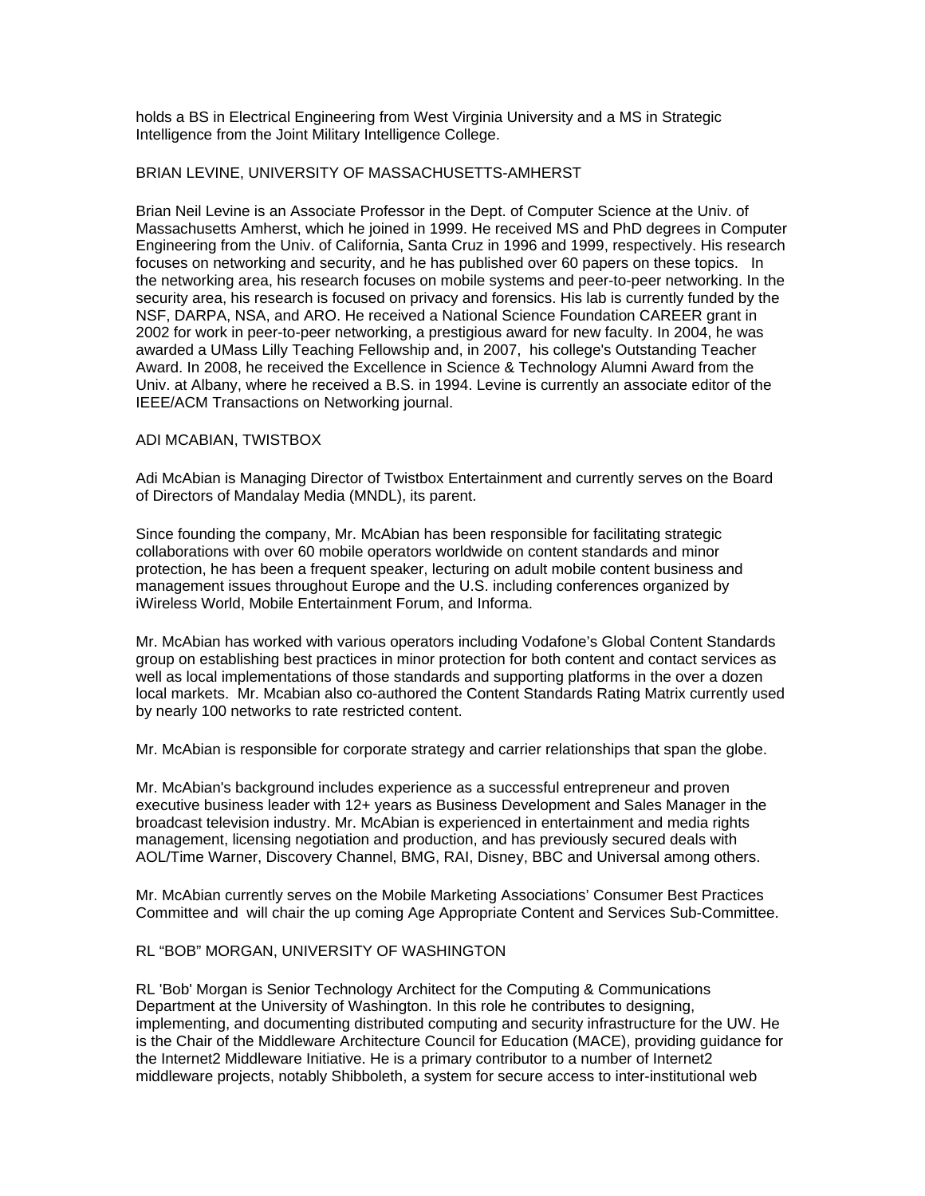holds a BS in Electrical Engineering from West Virginia University and a MS in Strategic Intelligence from the Joint Military Intelligence College.

## BRIAN LEVINE, UNIVERSITY OF MASSACHUSETTS-AMHERST

Brian Neil Levine is an Associate Professor in the Dept. of Computer Science at the Univ. of Massachusetts Amherst, which he joined in 1999. He received MS and PhD degrees in Computer Engineering from the Univ. of California, Santa Cruz in 1996 and 1999, respectively. His research focuses on networking and security, and he has published over 60 papers on these topics. In the networking area, his research focuses on mobile systems and peer-to-peer networking. In the security area, his research is focused on privacy and forensics. His lab is currently funded by the NSF, DARPA, NSA, and ARO. He received a National Science Foundation CAREER grant in 2002 for work in peer-to-peer networking, a prestigious award for new faculty. In 2004, he was awarded a UMass Lilly Teaching Fellowship and, in 2007, his college's Outstanding Teacher Award. In 2008, he received the Excellence in Science & Technology Alumni Award from the Univ. at Albany, where he received a B.S. in 1994. Levine is currently an associate editor of the IEEE/ACM Transactions on Networking journal.

## ADI MCABIAN, TWISTBOX

Adi McAbian is Managing Director of Twistbox Entertainment and currently serves on the Board of Directors of Mandalay Media (MNDL), its parent.

Since founding the company, Mr. McAbian has been responsible for facilitating strategic collaborations with over 60 mobile operators worldwide on content standards and minor protection, he has been a frequent speaker, lecturing on adult mobile content business and management issues throughout Europe and the U.S. including conferences organized by iWireless World, Mobile Entertainment Forum, and Informa.

Mr. McAbian has worked with various operators including Vodafone's Global Content Standards group on establishing best practices in minor protection for both content and contact services as well as local implementations of those standards and supporting platforms in the over a dozen local markets. Mr. Mcabian also co-authored the Content Standards Rating Matrix currently used by nearly 100 networks to rate restricted content.

Mr. McAbian is responsible for corporate strategy and carrier relationships that span the globe.

Mr. McAbian's background includes experience as a successful entrepreneur and proven executive business leader with 12+ years as Business Development and Sales Manager in the broadcast television industry. Mr. McAbian is experienced in entertainment and media rights management, licensing negotiation and production, and has previously secured deals with AOL/Time Warner, Discovery Channel, BMG, RAI, Disney, BBC and Universal among others.

Mr. McAbian currently serves on the Mobile Marketing Associations' Consumer Best Practices Committee and will chair the up coming Age Appropriate Content and Services Sub-Committee.

## RL "BOB" MORGAN, UNIVERSITY OF WASHINGTON

RL 'Bob' Morgan is Senior Technology Architect for the Computing & Communications Department at the University of Washington. In this role he contributes to designing, implementing, and documenting distributed computing and security infrastructure for the UW. He is the Chair of the Middleware Architecture Council for Education (MACE), providing guidance for the Internet2 Middleware Initiative. He is a primary contributor to a number of Internet2 middleware projects, notably Shibboleth, a system for secure access to inter-institutional web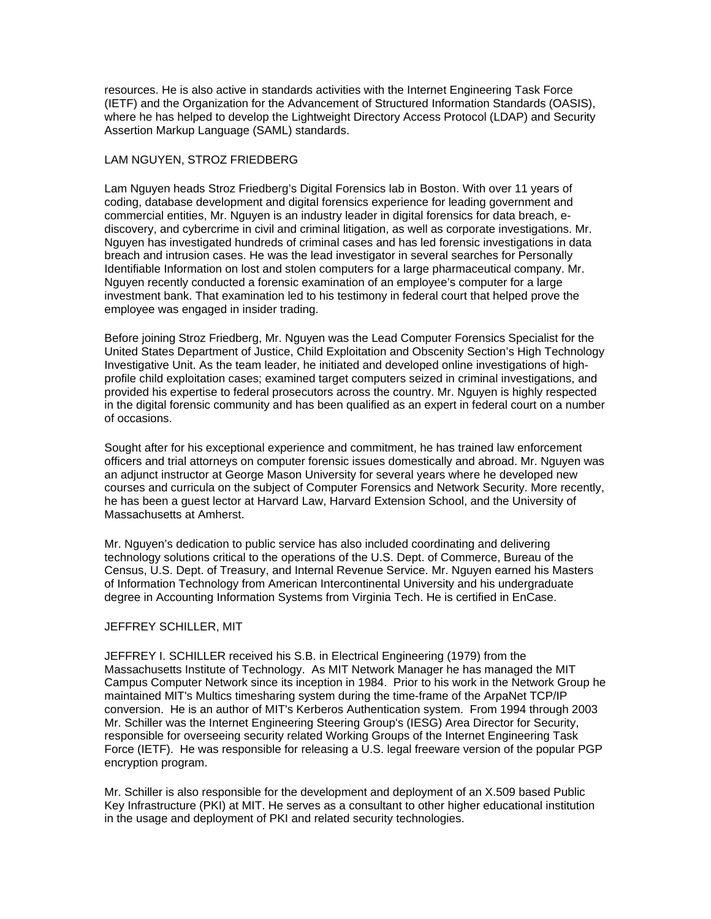resources. He is also active in standards activities with the Internet Engineering Task Force (IETF) and the Organization for the Advancement of Structured Information Standards (OASIS), where he has helped to develop the Lightweight Directory Access Protocol (LDAP) and Security Assertion Markup Language (SAML) standards.

LAM NGUYEN, STROZ FRIEDBERG

Lam Nguyen heads Stroz Friedberg's Digital Forensics lab in Boston. With over 11 years of coding, database development and digital forensics experience for leading government and commercial entities, Mr. Nguyen is an industry leader in digital forensics for data breach, e-discovery, and cybercrime in civil and criminal litigation, as well as corporate investigations. Mr. Nguyen has investigated hundreds of criminal cases and has led forensic investigations in data breach and intrusion cases. He was the lead investigator in several searches for Personally Identifiable Information on lost and stolen computers for a large pharmaceutical company. Mr. Nguyen recently conducted a forensic examination of an employee's computer for a large investment bank. That examination led to his testimony in federal court that helped prove the employee was engaged in insider trading.

Before joining Stroz Friedberg, Mr. Nguyen was the Lead Computer Forensics Specialist for the United States Department of Justice, Child Exploitation and Obscenity Section's High Technology Investigative Unit. As the team leader, he initiated and developed online investigations of high-profile child exploitation cases; examined target computers seized in criminal investigations, and provided his expertise to federal prosecutors across the country. Mr. Nguyen is highly respected in the digital forensic community and has been qualified as an expert in federal court on a number of occasions.

Sought after for his exceptional experience and commitment, he has trained law enforcement officers and trial attorneys on computer forensic issues domestically and abroad. Mr. Nguyen was an adjunct instructor at George Mason University for several years where he developed new courses and curricula on the subject of Computer Forensics and Network Security. More recently, he has been a guest lector at Harvard Law, Harvard Extension School, and the University of Massachusetts at Amherst.

Mr. Nguyen's dedication to public service has also included coordinating and delivering technology solutions critical to the operations of the U.S. Dept. of Commerce, Bureau of the Census, U.S. Dept. of Treasury, and Internal Revenue Service. Mr. Nguyen earned his Masters of Information Technology from American Intercontinental University and his undergraduate degree in Accounting Information Systems from Virginia Tech. He is certified in EnCase.

JEFFREY SCHILLER, MIT

JEFFREY I. SCHILLER received his S.B. in Electrical Engineering (1979) from the Massachusetts Institute of Technology. As MIT Network Manager he has managed the MIT Campus Computer Network since its inception in 1984. Prior to his work in the Network Group he maintained MIT's Multics timesharing system during the time-frame of the ArpaNet TCP/IP conversion. He is an author of MIT's Kerberos Authentication system. From 1994 through 2003 Mr. Schiller was the Internet Engineering Steering Group's (IESG) Area Director for Security, responsible for overseeing security related Working Groups of the Internet Engineering Task Force (IETF). He was responsible for releasing a U.S. legal freeware version of the popular PGP encryption program.

Mr. Schiller is also responsible for the development and deployment of an X.509 based Public Key Infrastructure (PKI) at MIT. He serves as a consultant to other higher educational institution in the usage and deployment of PKI and related security technologies.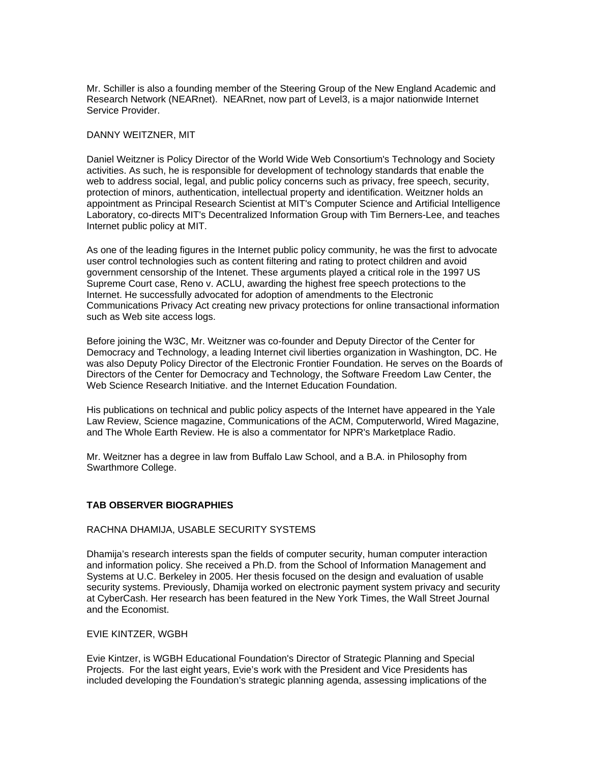Mr. Schiller is also a founding member of the Steering Group of the New England Academic and Research Network (NEARnet). NEARnet, now part of Level3, is a major nationwide Internet Service Provider.

DANNY WEITZNER, MIT

Daniel Weitzner is Policy Director of the World Wide Web Consortium's Technology and Society activities. As such, he is responsible for development of technology standards that enable the web to address social, legal, and public policy concerns such as privacy, free speech, security, protection of minors, authentication, intellectual property and identification. Weitzner holds an appointment as Principal Research Scientist at MIT's Computer Science and Artificial Intelligence Laboratory, co-directs MIT's Decentralized Information Group with Tim Berners-Lee, and teaches Internet public policy at MIT.

As one of the leading figures in the Internet public policy community, he was the first to advocate user control technologies such as content filtering and rating to protect children and avoid government censorship of the Intenet. These arguments played a critical role in the 1997 US Supreme Court case, Reno v. ACLU, awarding the highest free speech protections to the Internet. He successfully advocated for adoption of amendments to the Electronic Communications Privacy Act creating new privacy protections for online transactional information such as Web site access logs.

Before joining the W3C, Mr. Weitzner was co-founder and Deputy Director of the Center for Democracy and Technology, a leading Internet civil liberties organization in Washington, DC. He was also Deputy Policy Director of the Electronic Frontier Foundation. He serves on the Boards of Directors of the Center for Democracy and Technology, the Software Freedom Law Center, the Web Science Research Initiative. and the Internet Education Foundation.

His publications on technical and public policy aspects of the Internet have appeared in the Yale Law Review, Science magazine, Communications of the ACM, Computerworld, Wired Magazine, and The Whole Earth Review. He is also a commentator for NPR's Marketplace Radio.

Mr. Weitzner has a degree in law from Buffalo Law School, and a B.A. in Philosophy from Swarthmore College.

**TAB OBSERVER BIOGRAPHIES**

RACHNA DHAMIJA, USABLE SECURITY SYSTEMS

Dhamija's research interests span the fields of computer security, human computer interaction and information policy. She received a Ph.D. from the School of Information Management and Systems at U.C. Berkeley in 2005. Her thesis focused on the design and evaluation of usable security systems. Previously, Dhamija worked on electronic payment system privacy and security at CyberCash. Her research has been featured in the New York Times, the Wall Street Journal and the Economist.

EVIE KINTZER, WGBH

Evie Kintzer, is WGBH Educational Foundation's Director of Strategic Planning and Special Projects. For the last eight years, Evie's work with the President and Vice Presidents has included developing the Foundation's strategic planning agenda, assessing implications of the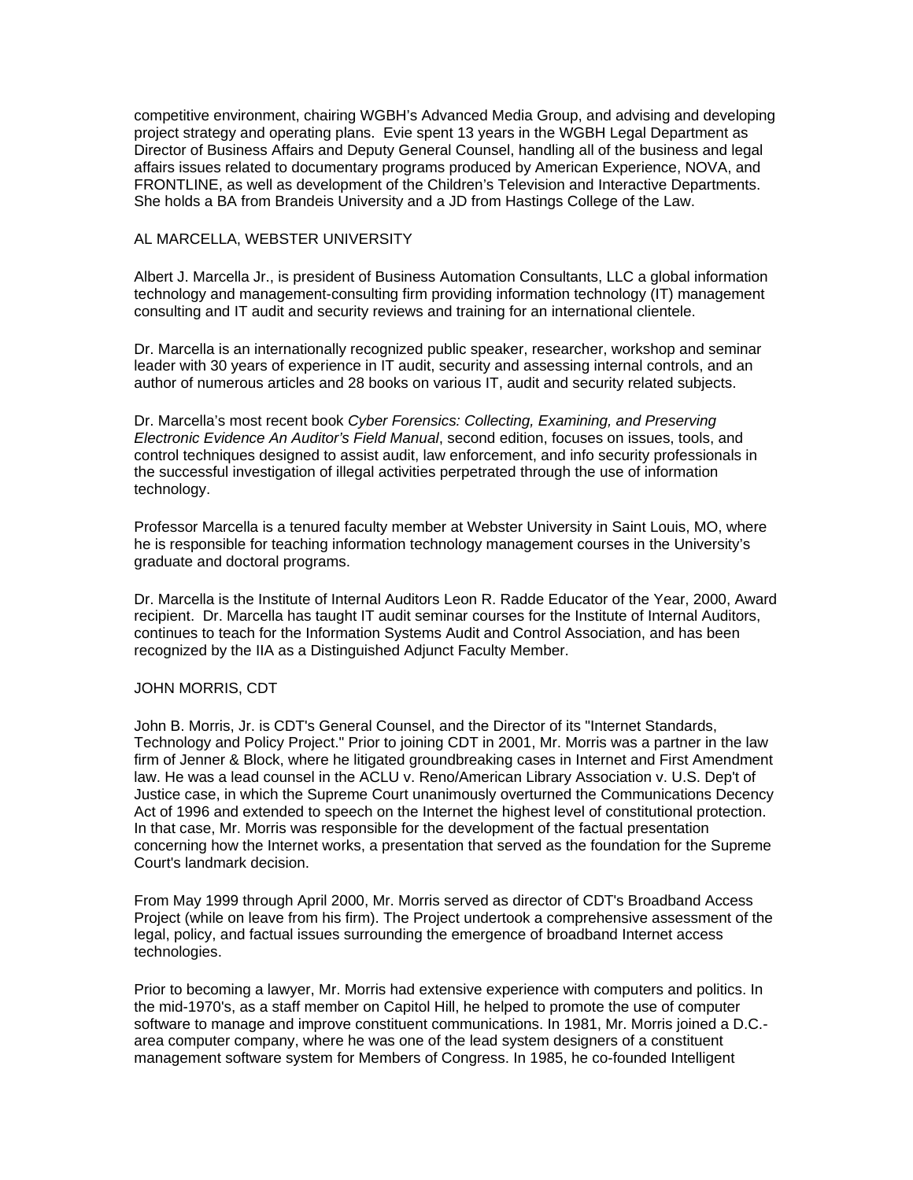competitive environment, chairing WGBH's Advanced Media Group, and advising and developing project strategy and operating plans. Evie spent 13 years in the WGBH Legal Department as Director of Business Affairs and Deputy General Counsel, handling all of the business and legal affairs issues related to documentary programs produced by American Experience, NOVA, and FRONTLINE, as well as development of the Children's Television and Interactive Departments. She holds a BA from Brandeis University and a JD from Hastings College of the Law.

AL MARCELLA, WEBSTER UNIVERSITY

Albert J. Marcella Jr., is president of Business Automation Consultants, LLC a global information technology and management-consulting firm providing information technology (IT) management consulting and IT audit and security reviews and training for an international clientele.

Dr. Marcella is an internationally recognized public speaker, researcher, workshop and seminar leader with 30 years of experience in IT audit, security and assessing internal controls, and an author of numerous articles and 28 books on various IT, audit and security related subjects.

Dr. Marcella's most recent book *Cyber Forensics: Collecting, Examining, and Preserving Electronic Evidence An Auditor's Field Manual*, second edition, focuses on issues, tools, and control techniques designed to assist audit, law enforcement, and info security professionals in the successful investigation of illegal activities perpetrated through the use of information technology.

Professor Marcella is a tenured faculty member at Webster University in Saint Louis, MO, where he is responsible for teaching information technology management courses in the University's graduate and doctoral programs.

Dr. Marcella is the Institute of Internal Auditors Leon R. Radde Educator of the Year, 2000, Award recipient. Dr. Marcella has taught IT audit seminar courses for the Institute of Internal Auditors, continues to teach for the Information Systems Audit and Control Association, and has been recognized by the IIA as a Distinguished Adjunct Faculty Member.

JOHN MORRIS, CDT

John B. Morris, Jr. is CDT's General Counsel, and the Director of its "Internet Standards, Technology and Policy Project." Prior to joining CDT in 2001, Mr. Morris was a partner in the law firm of Jenner & Block, where he litigated groundbreaking cases in Internet and First Amendment law. He was a lead counsel in the ACLU v. Reno/American Library Association v. U.S. Dep't of Justice case, in which the Supreme Court unanimously overturned the Communications Decency Act of 1996 and extended to speech on the Internet the highest level of constitutional protection. In that case, Mr. Morris was responsible for the development of the factual presentation concerning how the Internet works, a presentation that served as the foundation for the Supreme Court's landmark decision.

From May 1999 through April 2000, Mr. Morris served as director of CDT's Broadband Access Project (while on leave from his firm). The Project undertook a comprehensive assessment of the legal, policy, and factual issues surrounding the emergence of broadband Internet access technologies.

Prior to becoming a lawyer, Mr. Morris had extensive experience with computers and politics. In the mid-1970's, as a staff member on Capitol Hill, he helped to promote the use of computer software to manage and improve constituent communications. In 1981, Mr. Morris joined a D.C.-area computer company, where he was one of the lead system designers of a constituent management software system for Members of Congress. In 1985, he co-founded Intelligent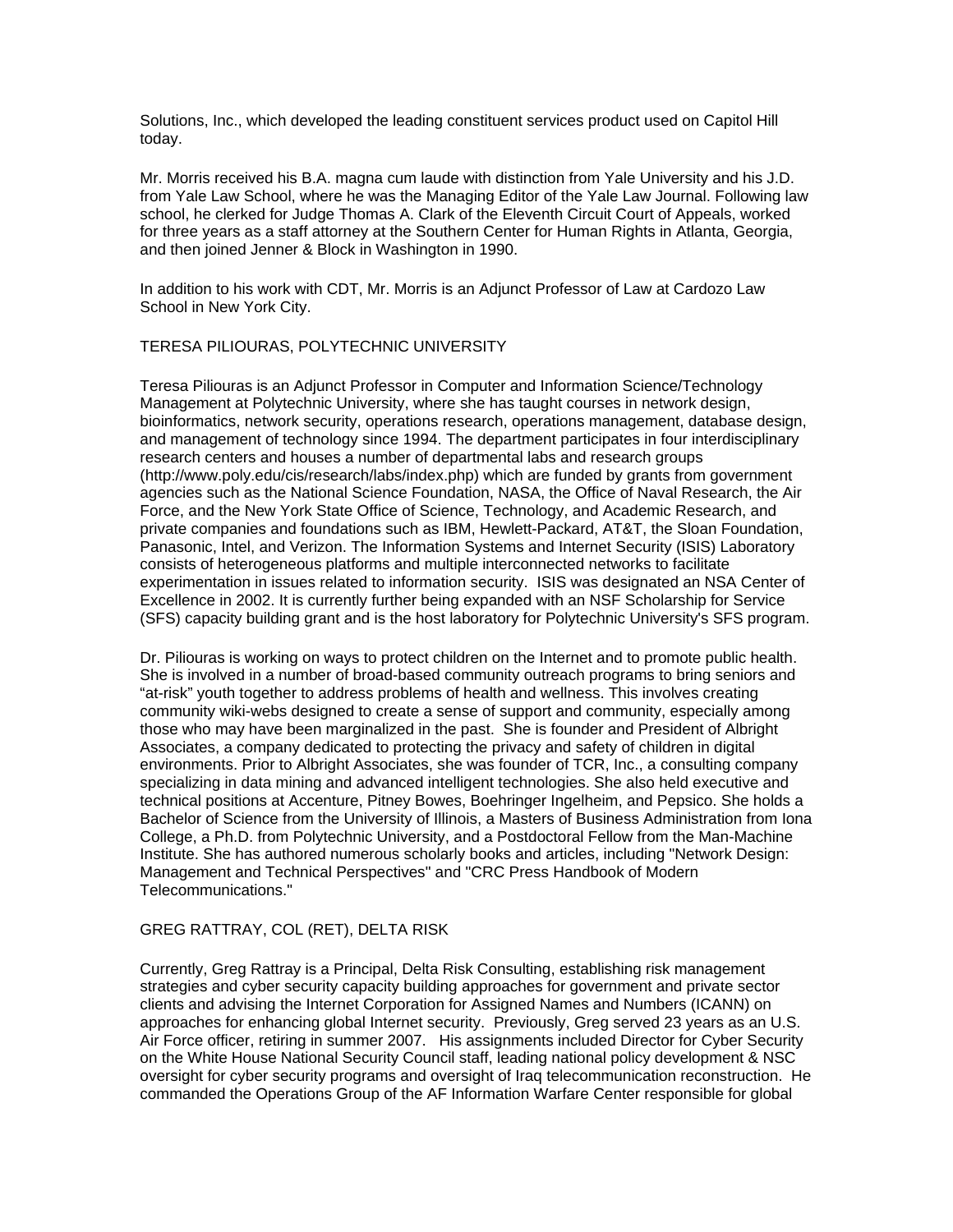Solutions, Inc., which developed the leading constituent services product used on Capitol Hill today.

Mr. Morris received his B.A. magna cum laude with distinction from Yale University and his J.D. from Yale Law School, where he was the Managing Editor of the Yale Law Journal. Following law school, he clerked for Judge Thomas A. Clark of the Eleventh Circuit Court of Appeals, worked for three years as a staff attorney at the Southern Center for Human Rights in Atlanta, Georgia, and then joined Jenner & Block in Washington in 1990.

In addition to his work with CDT, Mr. Morris is an Adjunct Professor of Law at Cardozo Law School in New York City.

TERESA PILIOURAS, POLYTECHNIC UNIVERSITY

Teresa Piliouras is an Adjunct Professor in Computer and Information Science/Technology Management at Polytechnic University, where she has taught courses in network design, bioinformatics, network security, operations research, operations management, database design, and management of technology since 1994. The department participates in four interdisciplinary research centers and houses a number of departmental labs and research groups (http://www.poly.edu/cis/research/labs/index.php) which are funded by grants from government agencies such as the National Science Foundation, NASA, the Office of Naval Research, the Air Force, and the New York State Office of Science, Technology, and Academic Research, and private companies and foundations such as IBM, Hewlett-Packard, AT&T, the Sloan Foundation, Panasonic, Intel, and Verizon. The Information Systems and Internet Security (ISIS) Laboratory consists of heterogeneous platforms and multiple interconnected networks to facilitate experimentation in issues related to information security. ISIS was designated an NSA Center of Excellence in 2002. It is currently further being expanded with an NSF Scholarship for Service (SFS) capacity building grant and is the host laboratory for Polytechnic University's SFS program.

Dr. Piliouras is working on ways to protect children on the Internet and to promote public health. She is involved in a number of broad-based community outreach programs to bring seniors and "at-risk" youth together to address problems of health and wellness. This involves creating community wiki-webs designed to create a sense of support and community, especially among those who may have been marginalized in the past. She is founder and President of Albright Associates, a company dedicated to protecting the privacy and safety of children in digital environments. Prior to Albright Associates, she was founder of TCR, Inc., a consulting company specializing in data mining and advanced intelligent technologies. She also held executive and technical positions at Accenture, Pitney Bowes, Boehringer Ingelheim, and Pepsico. She holds a Bachelor of Science from the University of Illinois, a Masters of Business Administration from Iona College, a Ph.D. from Polytechnic University, and a Postdoctoral Fellow from the Man-Machine Institute. She has authored numerous scholarly books and articles, including "Network Design: Management and Technical Perspectives" and "CRC Press Handbook of Modern Telecommunications."

GREG RATTRAY, COL (RET), DELTA RISK

Currently, Greg Rattray is a Principal, Delta Risk Consulting, establishing risk management strategies and cyber security capacity building approaches for government and private sector clients and advising the Internet Corporation for Assigned Names and Numbers (ICANN) on approaches for enhancing global Internet security. Previously, Greg served 23 years as an U.S. Air Force officer, retiring in summer 2007. His assignments included Director for Cyber Security on the White House National Security Council staff, leading national policy development & NSC oversight for cyber security programs and oversight of Iraq telecommunication reconstruction. He commanded the Operations Group of the AF Information Warfare Center responsible for global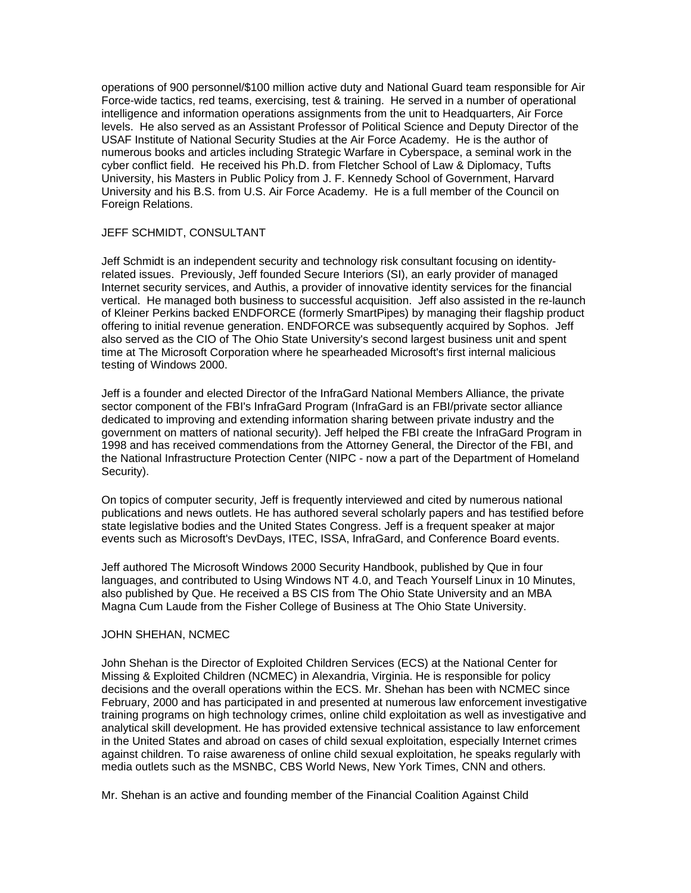operations of 900 personnel/$100 million active duty and National Guard team responsible for Air Force-wide tactics, red teams, exercising, test & training. He served in a number of operational intelligence and information operations assignments from the unit to Headquarters, Air Force levels. He also served as an Assistant Professor of Political Science and Deputy Director of the USAF Institute of National Security Studies at the Air Force Academy. He is the author of numerous books and articles including Strategic Warfare in Cyberspace, a seminal work in the cyber conflict field. He received his Ph.D. from Fletcher School of Law & Diplomacy, Tufts University, his Masters in Public Policy from J. F. Kennedy School of Government, Harvard University and his B.S. from U.S. Air Force Academy. He is a full member of the Council on Foreign Relations.

JEFF SCHMIDT, CONSULTANT

Jeff Schmidt is an independent security and technology risk consultant focusing on identity-related issues. Previously, Jeff founded Secure Interiors (SI), an early provider of managed Internet security services, and Authis, a provider of innovative identity services for the financial vertical. He managed both business to successful acquisition. Jeff also assisted in the re-launch of Kleiner Perkins backed ENDFORCE (formerly SmartPipes) by managing their flagship product offering to initial revenue generation. ENDFORCE was subsequently acquired by Sophos. Jeff also served as the CIO of The Ohio State University's second largest business unit and spent time at The Microsoft Corporation where he spearheaded Microsoft's first internal malicious testing of Windows 2000.

Jeff is a founder and elected Director of the InfraGard National Members Alliance, the private sector component of the FBI's InfraGard Program (InfraGard is an FBI/private sector alliance dedicated to improving and extending information sharing between private industry and the government on matters of national security). Jeff helped the FBI create the InfraGard Program in 1998 and has received commendations from the Attorney General, the Director of the FBI, and the National Infrastructure Protection Center (NIPC - now a part of the Department of Homeland Security).

On topics of computer security, Jeff is frequently interviewed and cited by numerous national publications and news outlets. He has authored several scholarly papers and has testified before state legislative bodies and the United States Congress. Jeff is a frequent speaker at major events such as Microsoft's DevDays, ITEC, ISSA, InfraGard, and Conference Board events.

Jeff authored The Microsoft Windows 2000 Security Handbook, published by Que in four languages, and contributed to Using Windows NT 4.0, and Teach Yourself Linux in 10 Minutes, also published by Que. He received a BS CIS from The Ohio State University and an MBA Magna Cum Laude from the Fisher College of Business at The Ohio State University.

JOHN SHEHAN, NCMEC

John Shehan is the Director of Exploited Children Services (ECS) at the National Center for Missing & Exploited Children (NCMEC) in Alexandria, Virginia. He is responsible for policy decisions and the overall operations within the ECS. Mr. Shehan has been with NCMEC since February, 2000 and has participated in and presented at numerous law enforcement investigative training programs on high technology crimes, online child exploitation as well as investigative and analytical skill development. He has provided extensive technical assistance to law enforcement in the United States and abroad on cases of child sexual exploitation, especially Internet crimes against children. To raise awareness of online child sexual exploitation, he speaks regularly with media outlets such as the MSNBC, CBS World News, New York Times, CNN and others.

Mr. Shehan is an active and founding member of the Financial Coalition Against Child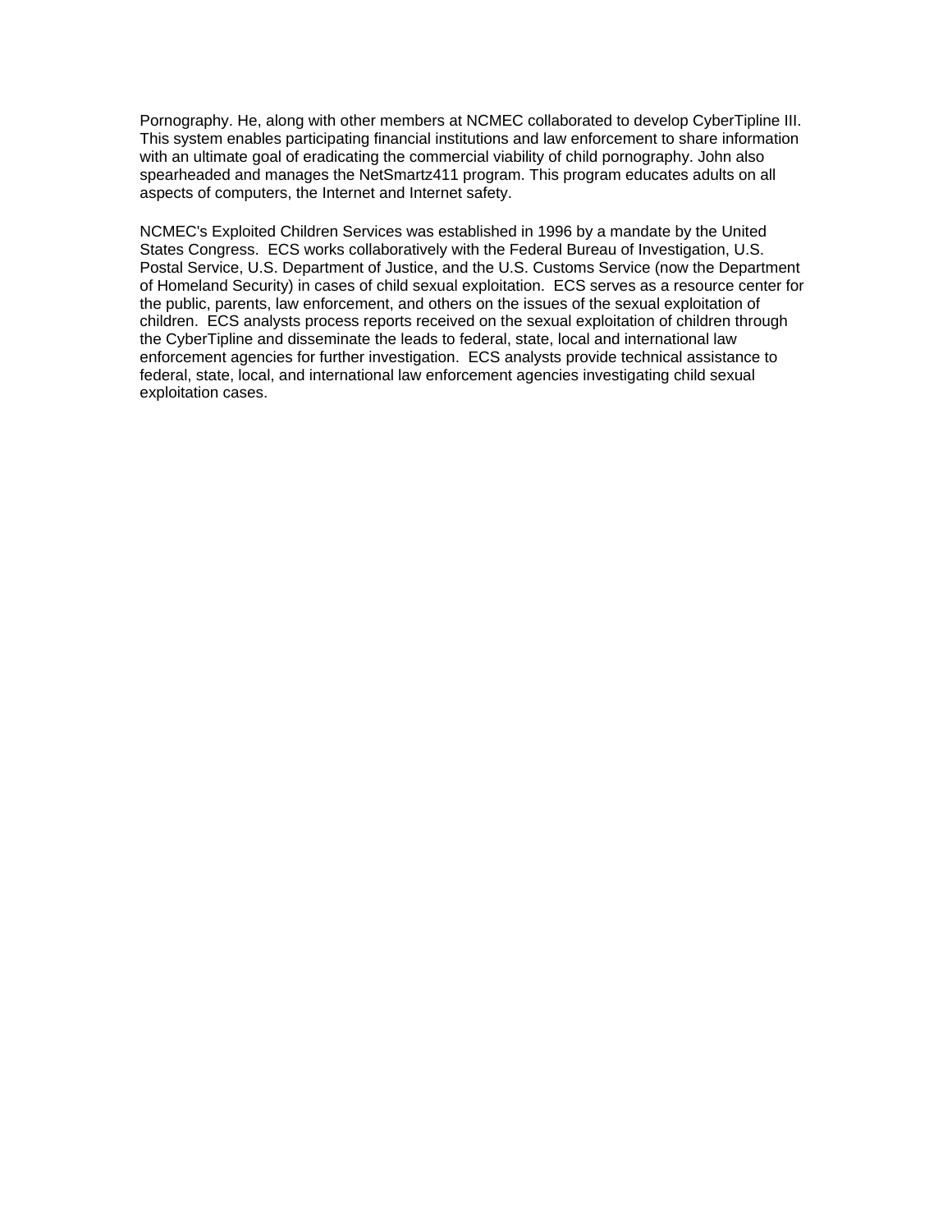Pornography. He, along with other members at NCMEC collaborated to develop CyberTipline III. This system enables participating financial institutions and law enforcement to share information with an ultimate goal of eradicating the commercial viability of child pornography. John also spearheaded and manages the NetSmartz411 program. This program educates adults on all aspects of computers, the Internet and Internet safety.

NCMEC's Exploited Children Services was established in 1996 by a mandate by the United States Congress. ECS works collaboratively with the Federal Bureau of Investigation, U.S. Postal Service, U.S. Department of Justice, and the U.S. Customs Service (now the Department of Homeland Security) in cases of child sexual exploitation. ECS serves as a resource center for the public, parents, law enforcement, and others on the issues of the sexual exploitation of children. ECS analysts process reports received on the sexual exploitation of children through the CyberTipline and disseminate the leads to federal, state, local and international law enforcement agencies for further investigation. ECS analysts provide technical assistance to federal, state, local, and international law enforcement agencies investigating child sexual exploitation cases.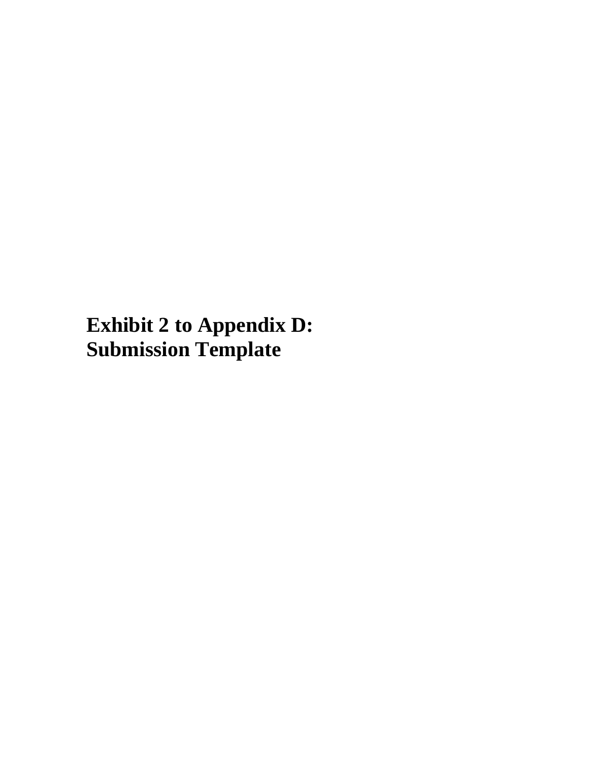# Exhibit 2 to Appendix D: Submission Template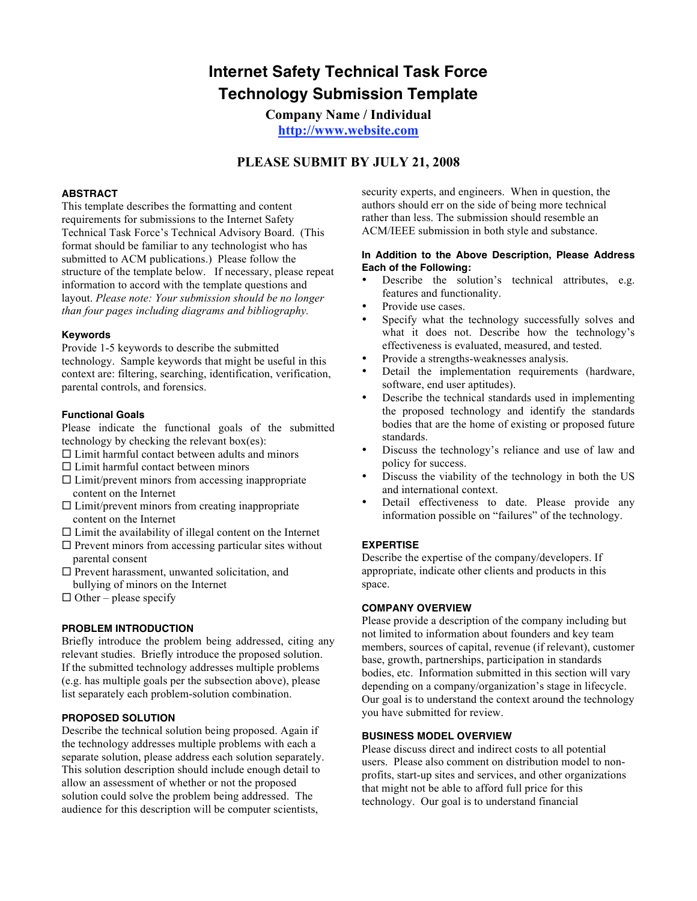# Internet Safety Technical Task Force
# Technology Submission Template

**Company Name / Individual**

**http://www.website.com**

## PLEASE SUBMIT BY JULY 21, 2008

### ABSTRACT

This template describes the formatting and content requirements for submissions to the Internet Safety Technical Task Force's Technical Advisory Board. (This format should be familiar to any technologist who has submitted to ACM publications.) Please follow the structure of the template below. If necessary, please repeat information to accord with the template questions and layout. *Please note: Your submission should be no longer than four pages including diagrams and bibliography.*

### Keywords

Provide 1-5 keywords to describe the submitted technology. Sample keywords that might be useful in this context are: filtering, searching, identification, verification, parental controls, and forensics.

### Functional Goals

Please indicate the functional goals of the submitted technology by checking the relevant box(es):

- ☐ Limit harmful contact between adults and minors
- ☐ Limit harmful contact between minors
- ☐ Limit/prevent minors from accessing inappropriate content on the Internet
- ☐ Limit/prevent minors from creating inappropriate content on the Internet
- ☐ Limit the availability of illegal content on the Internet
- ☐ Prevent minors from accessing particular sites without parental consent
- ☐ Prevent harassment, unwanted solicitation, and bullying of minors on the Internet
- ☐ Other – please specify

### PROBLEM INTRODUCTION

Briefly introduce the problem being addressed, citing any relevant studies. Briefly introduce the proposed solution. If the submitted technology addresses multiple problems (e.g. has multiple goals per the subsection above), please list separately each problem-solution combination.

### PROPOSED SOLUTION

Describe the technical solution being proposed. Again if the technology addresses multiple problems with each a separate solution, please address each solution separately. This solution description should include enough detail to allow an assessment of whether or not the proposed solution could solve the problem being addressed. The audience for this description will be computer scientists, security experts, and engineers. When in question, the authors should err on the side of being more technical rather than less. The submission should resemble an ACM/IEEE submission in both style and substance.

#### In Addition to the Above Description, Please Address Each of the Following:

- Describe the solution's technical attributes, e.g. features and functionality.
- Provide use cases.
- Specify what the technology successfully solves and what it does not. Describe how the technology's effectiveness is evaluated, measured, and tested.
- Provide a strengths-weaknesses analysis.
- Detail the implementation requirements (hardware, software, end user aptitudes).
- Describe the technical standards used in implementing the proposed technology and identify the standards bodies that are the home of existing or proposed future standards.
- Discuss the technology's reliance and use of law and policy for success.
- Discuss the viability of the technology in both the US and international context.
- Detail effectiveness to date. Please provide any information possible on "failures" of the technology.

### EXPERTISE

Describe the expertise of the company/developers. If appropriate, indicate other clients and products in this space.

### COMPANY OVERVIEW

Please provide a description of the company including but not limited to information about founders and key team members, sources of capital, revenue (if relevant), customer base, growth, partnerships, participation in standards bodies, etc. Information submitted in this section will vary depending on a company/organization's stage in lifecycle. Our goal is to understand the context around the technology you have submitted for review.

### BUSINESS MODEL OVERVIEW

Please discuss direct and indirect costs to all potential users. Please also comment on distribution model to non-profits, start-up sites and services, and other organizations that might not be able to afford full price for this technology. Our goal is to understand financial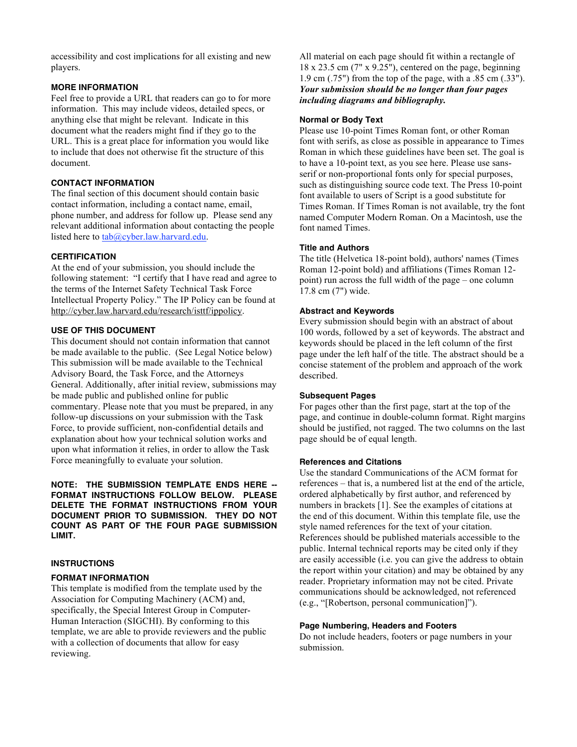accessibility and cost implications for all existing and new players.

### MORE INFORMATION

Feel free to provide a URL that readers can go to for more information. This may include videos, detailed specs, or anything else that might be relevant. Indicate in this document what the readers might find if they go to the URL. This is a great place for information you would like to include that does not otherwise fit the structure of this document.

### CONTACT INFORMATION

The final section of this document should contain basic contact information, including a contact name, email, phone number, and address for follow up. Please send any relevant additional information about contacting the people listed here to tab@cyber.law.harvard.edu.

### CERTIFICATION

At the end of your submission, you should include the following statement: "I certify that I have read and agree to the terms of the Internet Safety Technical Task Force Intellectual Property Policy." The IP Policy can be found at http://cyber.law.harvard.edu/research/isttf/ippolicy.

### USE OF THIS DOCUMENT

This document should not contain information that cannot be made available to the public. (See Legal Notice below) This submission will be made available to the Technical Advisory Board, the Task Force, and the Attorneys General. Additionally, after initial review, submissions may be made public and published online for public commentary. Please note that you must be prepared, in any follow-up discussions on your submission with the Task Force, to provide sufficient, non-confidential details and explanation about how your technical solution works and upon what information it relies, in order to allow the Task Force meaningfully to evaluate your solution.

**NOTE: THE SUBMISSION TEMPLATE ENDS HERE -- FORMAT INSTRUCTIONS FOLLOW BELOW. PLEASE DELETE THE FORMAT INSTRUCTIONS FROM YOUR DOCUMENT PRIOR TO SUBMISSION. THEY DO NOT COUNT AS PART OF THE FOUR PAGE SUBMISSION LIMIT.**

### INSTRUCTIONS

### FORMAT INFORMATION

This template is modified from the template used by the Association for Computing Machinery (ACM) and, specifically, the Special Interest Group in Computer-Human Interaction (SIGCHI). By conforming to this template, we are able to provide reviewers and the public with a collection of documents that allow for easy reviewing.

All material on each page should fit within a rectangle of 18 x 23.5 cm (7" x 9.25"), centered on the page, beginning 1.9 cm (.75") from the top of the page, with a .85 cm (.33"). ***Your submission should be no longer than four pages including diagrams and bibliography.***

#### Normal or Body Text

Please use 10-point Times Roman font, or other Roman font with serifs, as close as possible in appearance to Times Roman in which these guidelines have been set. The goal is to have a 10-point text, as you see here. Please use sans-serif or non-proportional fonts only for special purposes, such as distinguishing source code text. The Press 10-point font available to users of Script is a good substitute for Times Roman. If Times Roman is not available, try the font named Computer Modern Roman. On a Macintosh, use the font named Times.

#### Title and Authors

The title (Helvetica 18-point bold), authors' names (Times Roman 12-point bold) and affiliations (Times Roman 12-point) run across the full width of the page – one column 17.8 cm (7") wide.

#### Abstract and Keywords

Every submission should begin with an abstract of about 100 words, followed by a set of keywords. The abstract and keywords should be placed in the left column of the first page under the left half of the title. The abstract should be a concise statement of the problem and approach of the work described.

#### Subsequent Pages

For pages other than the first page, start at the top of the page, and continue in double-column format. Right margins should be justified, not ragged. The two columns on the last page should be of equal length.

#### References and Citations

Use the standard Communications of the ACM format for references – that is, a numbered list at the end of the article, ordered alphabetically by first author, and referenced by numbers in brackets [1]. See the examples of citations at the end of this document. Within this template file, use the style named references for the text of your citation.

References should be published materials accessible to the public. Internal technical reports may be cited only if they are easily accessible (i.e. you can give the address to obtain the report within your citation) and may be obtained by any reader. Proprietary information may not be cited. Private communications should be acknowledged, not referenced (e.g., "[Robertson, personal communication]").

#### Page Numbering, Headers and Footers

Do not include headers, footers or page numbers in your submission.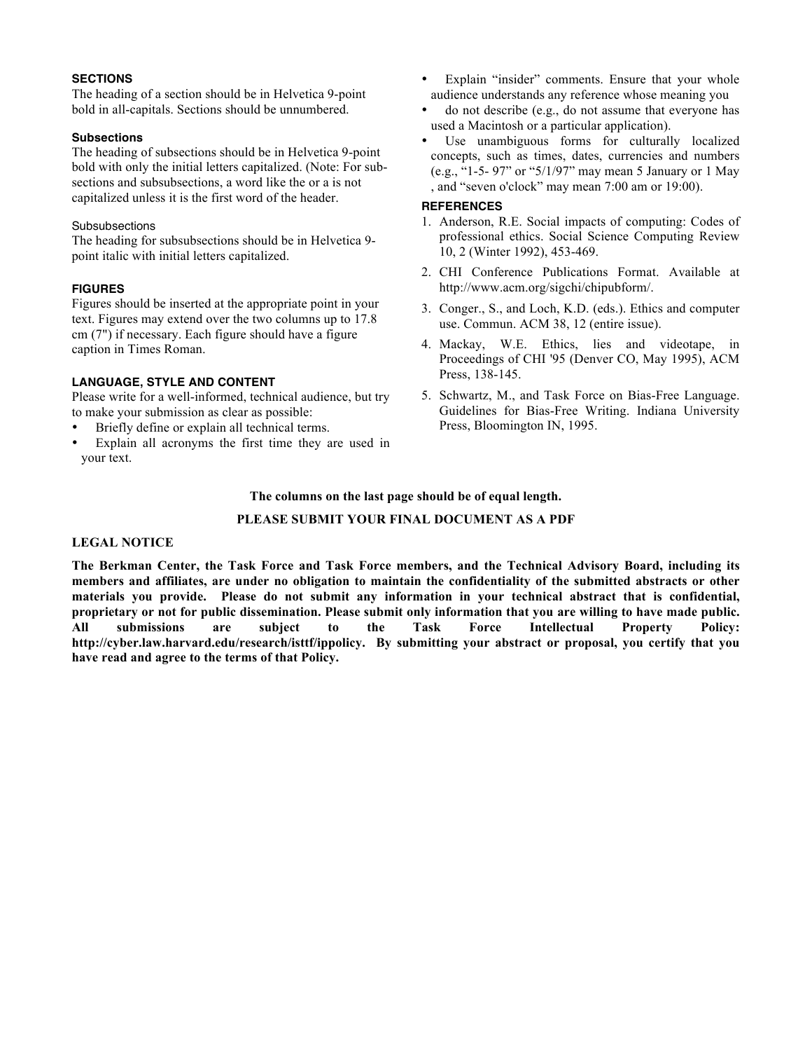## SECTIONS

The heading of a section should be in Helvetica 9-point bold in all-capitals. Sections should be unnumbered.

### Subsections

The heading of subsections should be in Helvetica 9-point bold with only the initial letters capitalized. (Note: For sub-sections and subsubsections, a word like the or a is not capitalized unless it is the first word of the header.

#### Subsubsections

The heading for subsubsections should be in Helvetica 9-point italic with initial letters capitalized.

## FIGURES

Figures should be inserted at the appropriate point in your text. Figures may extend over the two columns up to 17.8 cm (7") if necessary. Each figure should have a figure caption in Times Roman.

## LANGUAGE, STYLE AND CONTENT

Please write for a well-informed, technical audience, but try to make your submission as clear as possible:

- Briefly define or explain all technical terms.
- Explain all acronyms the first time they are used in your text.
- Explain "insider" comments. Ensure that your whole audience understands any reference whose meaning you
- do not describe (e.g., do not assume that everyone has used a Macintosh or a particular application).
- Use unambiguous forms for culturally localized concepts, such as times, dates, currencies and numbers (e.g., "1-5- 97" or "5/1/97" may mean 5 January or 1 May , and "seven o'clock" may mean 7:00 am or 19:00).

## REFERENCES

1. Anderson, R.E. Social impacts of computing: Codes of professional ethics. Social Science Computing Review 10, 2 (Winter 1992), 453-469.
2. CHI Conference Publications Format. Available at http://www.acm.org/sigchi/chipubform/.
3. Conger., S., and Loch, K.D. (eds.). Ethics and computer use. Commun. ACM 38, 12 (entire issue).
4. Mackay, W.E. Ethics, lies and videotape, in Proceedings of CHI '95 (Denver CO, May 1995), ACM Press, 138-145.
5. Schwartz, M., and Task Force on Bias-Free Language. Guidelines for Bias-Free Writing. Indiana University Press, Bloomington IN, 1995.

**The columns on the last page should be of equal length.**

**PLEASE SUBMIT YOUR FINAL DOCUMENT AS A PDF**

**LEGAL NOTICE**

**The Berkman Center, the Task Force and Task Force members, and the Technical Advisory Board, including its members and affiliates, are under no obligation to maintain the confidentiality of the submitted abstracts or other materials you provide. Please do not submit any information in your technical abstract that is confidential, proprietary or not for public dissemination. Please submit only information that you are willing to have made public. All submissions are subject to the Task Force Intellectual Property Policy: http://cyber.law.harvard.edu/research/isttf/ippolicy. By submitting your abstract or proposal, you certify that you have read and agree to the terms of that Policy.**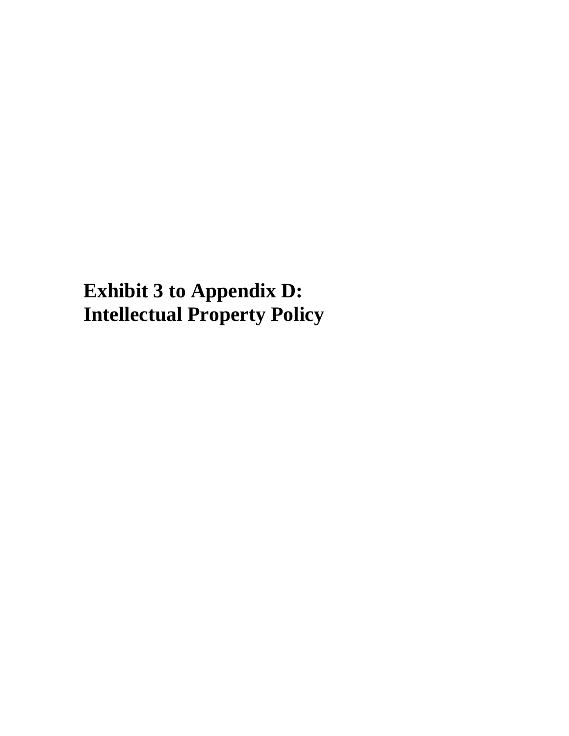# Exhibit 3 to Appendix D: Intellectual Property Policy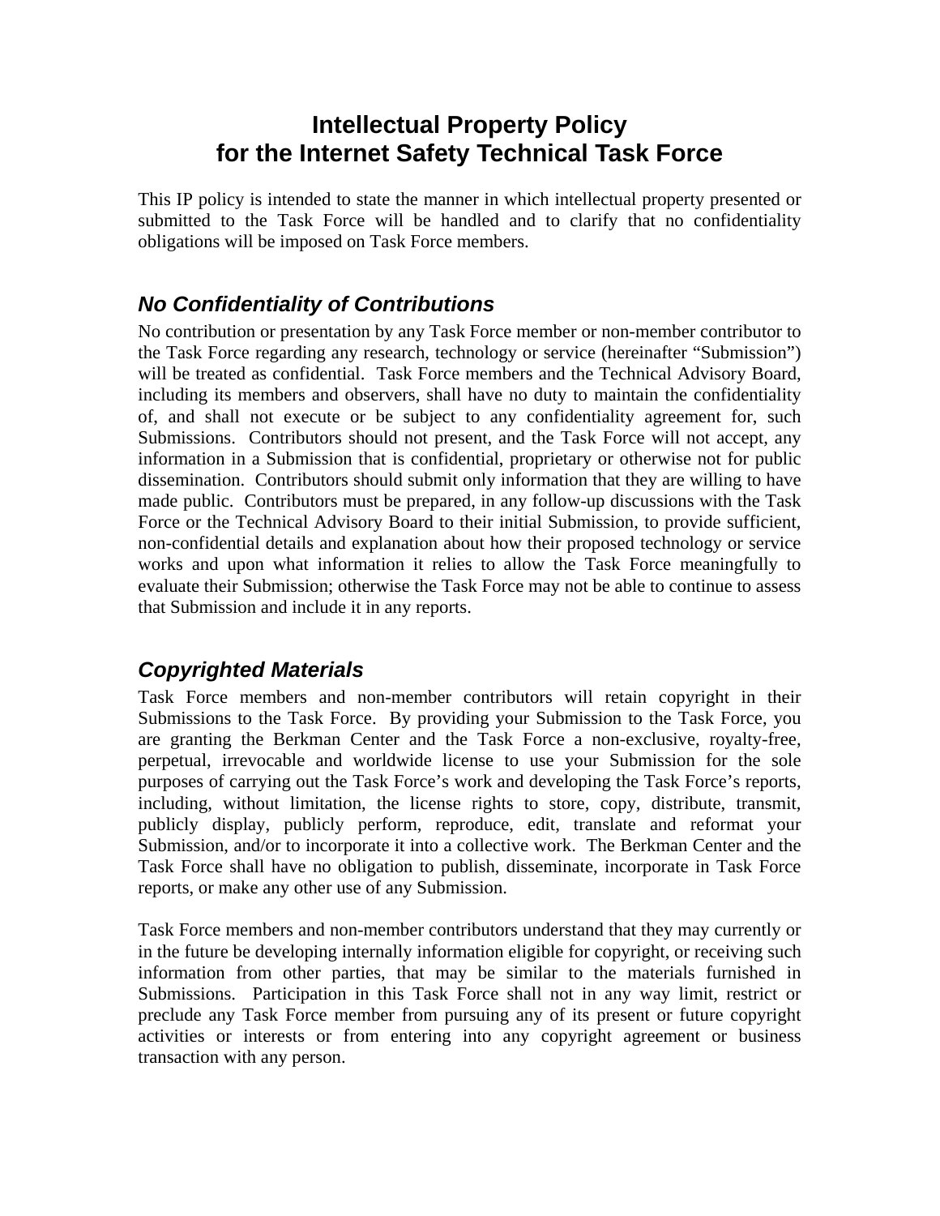# Intellectual Property Policy for the Internet Safety Technical Task Force

This IP policy is intended to state the manner in which intellectual property presented or submitted to the Task Force will be handled and to clarify that no confidentiality obligations will be imposed on Task Force members.

## *No Confidentiality of Contributions*

No contribution or presentation by any Task Force member or non-member contributor to the Task Force regarding any research, technology or service (hereinafter "Submission") will be treated as confidential. Task Force members and the Technical Advisory Board, including its members and observers, shall have no duty to maintain the confidentiality of, and shall not execute or be subject to any confidentiality agreement for, such Submissions. Contributors should not present, and the Task Force will not accept, any information in a Submission that is confidential, proprietary or otherwise not for public dissemination. Contributors should submit only information that they are willing to have made public. Contributors must be prepared, in any follow-up discussions with the Task Force or the Technical Advisory Board to their initial Submission, to provide sufficient, non-confidential details and explanation about how their proposed technology or service works and upon what information it relies to allow the Task Force meaningfully to evaluate their Submission; otherwise the Task Force may not be able to continue to assess that Submission and include it in any reports.

## *Copyrighted Materials*

Task Force members and non-member contributors will retain copyright in their Submissions to the Task Force. By providing your Submission to the Task Force, you are granting the Berkman Center and the Task Force a non-exclusive, royalty-free, perpetual, irrevocable and worldwide license to use your Submission for the sole purposes of carrying out the Task Force's work and developing the Task Force's reports, including, without limitation, the license rights to store, copy, distribute, transmit, publicly display, publicly perform, reproduce, edit, translate and reformat your Submission, and/or to incorporate it into a collective work. The Berkman Center and the Task Force shall have no obligation to publish, disseminate, incorporate in Task Force reports, or make any other use of any Submission.

Task Force members and non-member contributors understand that they may currently or in the future be developing internally information eligible for copyright, or receiving such information from other parties, that may be similar to the materials furnished in Submissions. Participation in this Task Force shall not in any way limit, restrict or preclude any Task Force member from pursuing any of its present or future copyright activities or interests or from entering into any copyright agreement or business transaction with any person.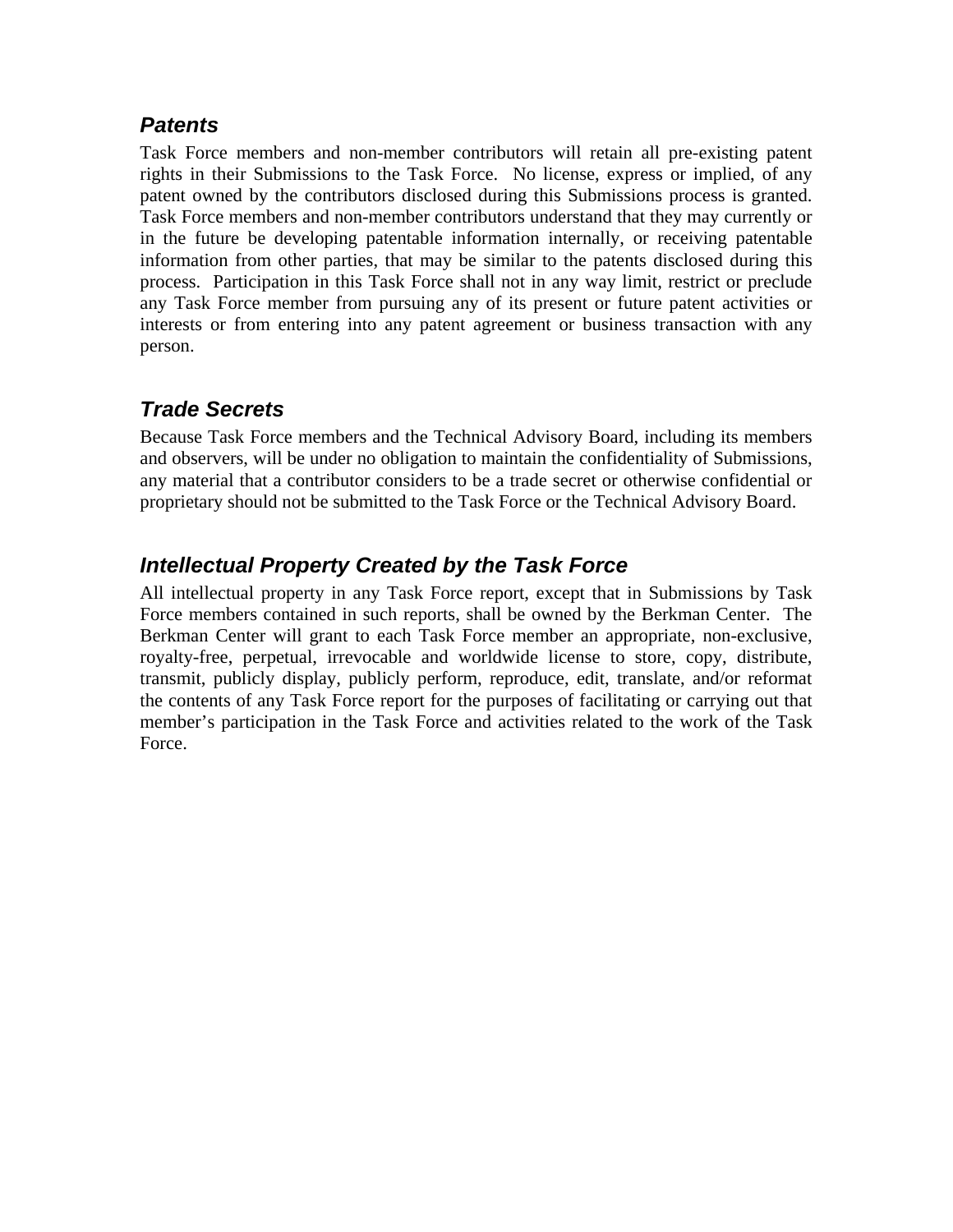### *Patents*

Task Force members and non-member contributors will retain all pre-existing patent rights in their Submissions to the Task Force. No license, express or implied, of any patent owned by the contributors disclosed during this Submissions process is granted. Task Force members and non-member contributors understand that they may currently or in the future be developing patentable information internally, or receiving patentable information from other parties, that may be similar to the patents disclosed during this process. Participation in this Task Force shall not in any way limit, restrict or preclude any Task Force member from pursuing any of its present or future patent activities or interests or from entering into any patent agreement or business transaction with any person.

### *Trade Secrets*

Because Task Force members and the Technical Advisory Board, including its members and observers, will be under no obligation to maintain the confidentiality of Submissions, any material that a contributor considers to be a trade secret or otherwise confidential or proprietary should not be submitted to the Task Force or the Technical Advisory Board.

### *Intellectual Property Created by the Task Force*

All intellectual property in any Task Force report, except that in Submissions by Task Force members contained in such reports, shall be owned by the Berkman Center. The Berkman Center will grant to each Task Force member an appropriate, non-exclusive, royalty-free, perpetual, irrevocable and worldwide license to store, copy, distribute, transmit, publicly display, publicly perform, reproduce, edit, translate, and/or reformat the contents of any Task Force report for the purposes of facilitating or carrying out that member's participation in the Task Force and activities related to the work of the Task Force.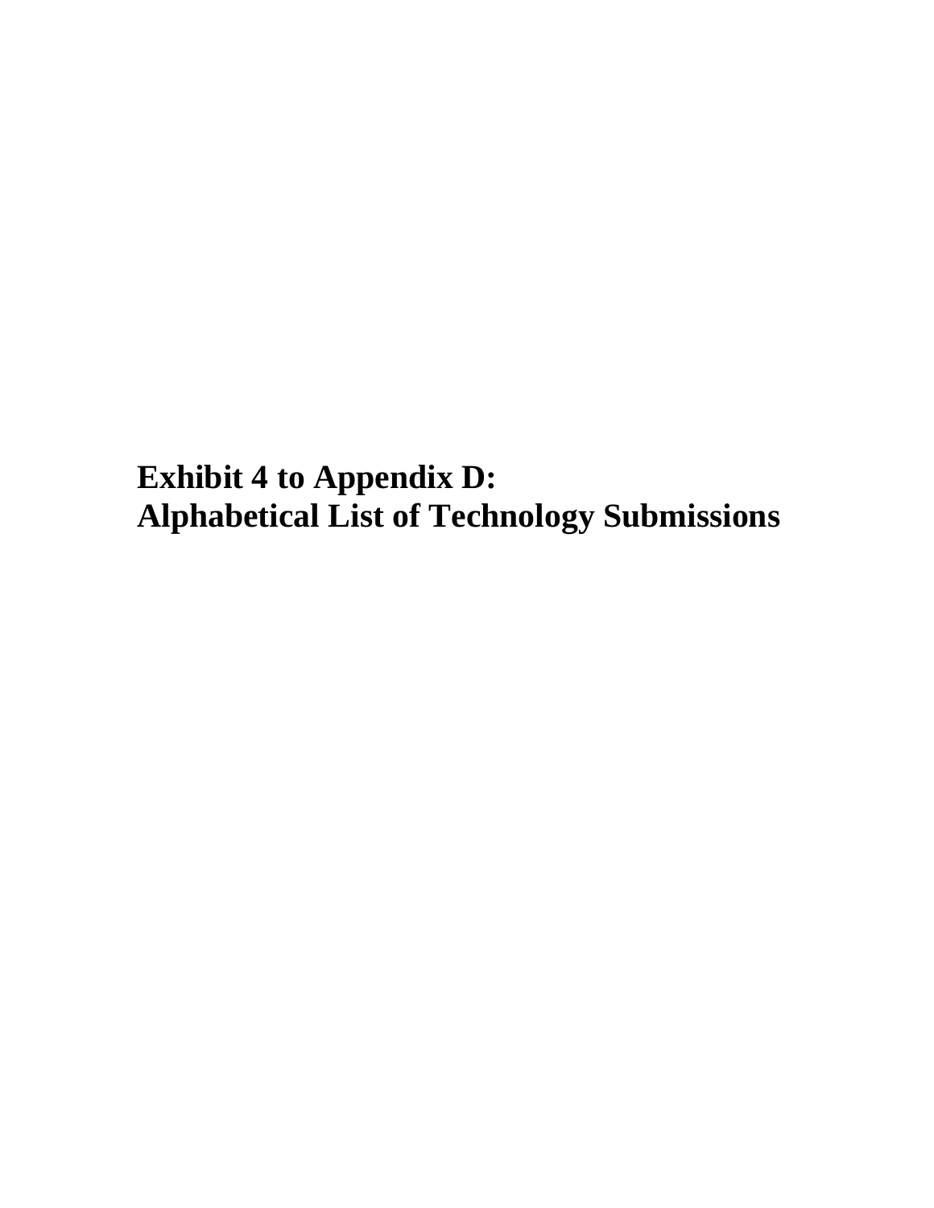# Exhibit 4 to Appendix D:
# Alphabetical List of Technology Submissions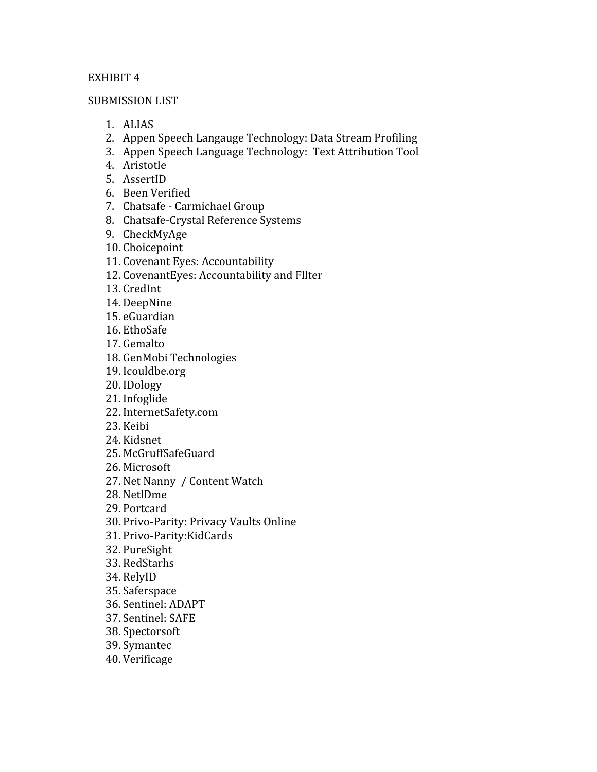EXHIBIT 4

SUBMISSION LIST

1. ALIAS
2. Appen Speech Langauge Technology: Data Stream Profiling
3. Appen Speech Language Technology:  Text Attribution Tool
4. Aristotle
5. AssertID
6. Been Verified
7. Chatsafe - Carmichael Group
8. Chatsafe-Crystal Reference Systems
9. CheckMyAge
10. Choicepoint
11. Covenant Eyes: Accountability
12. CovenantEyes: Accountability and Fllter
13. CredInt
14. DeepNine
15. eGuardian
16. EthoSafe
17. Gemalto
18. GenMobi Technologies
19. Icouldbe.org
20. IDology
21. Infoglide
22. InternetSafety.com
23. Keibi
24. Kidsnet
25. McGruffSafeGuard
26. Microsoft
27. Net Nanny  / Content Watch
28. NetIDme
29. Portcard
30. Privo-Parity: Privacy Vaults Online
31. Privo-Parity:KidCards
32. PureSight
33. RedStarhs
34. RelyID
35. Saferspace
36. Sentinel: ADAPT
37. Sentinel: SAFE
38. Spectorsoft
39. Symantec
40. Verificage